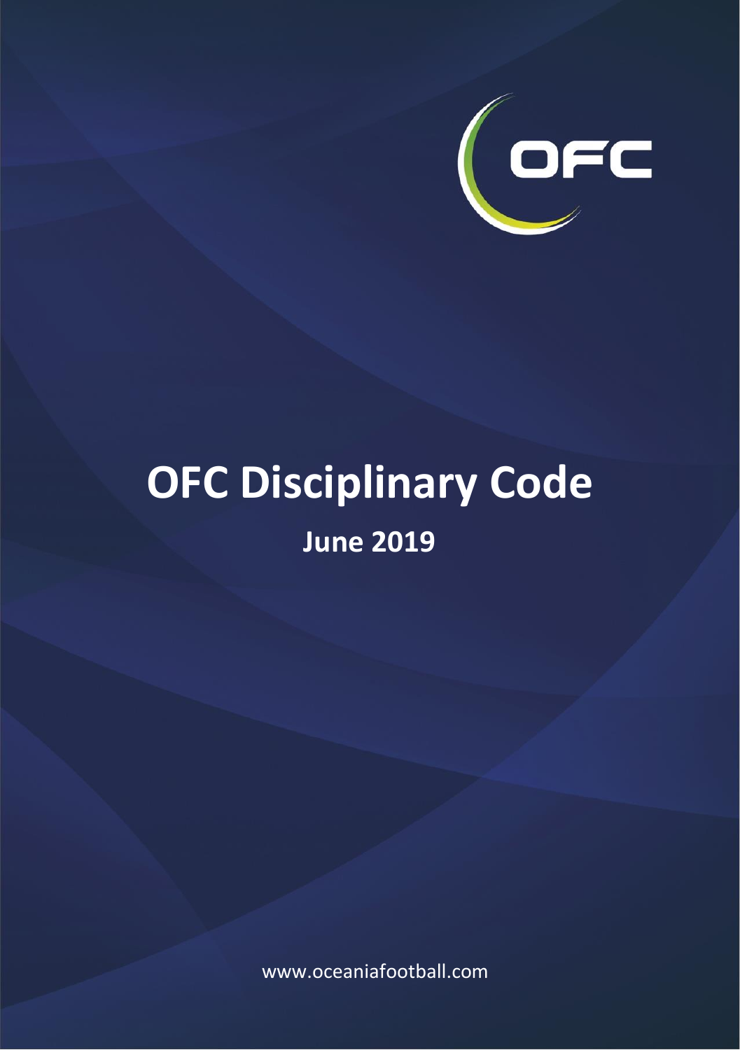OFC

# OFC Disciplinary Code

## June 2019

www.oceaniafootball.com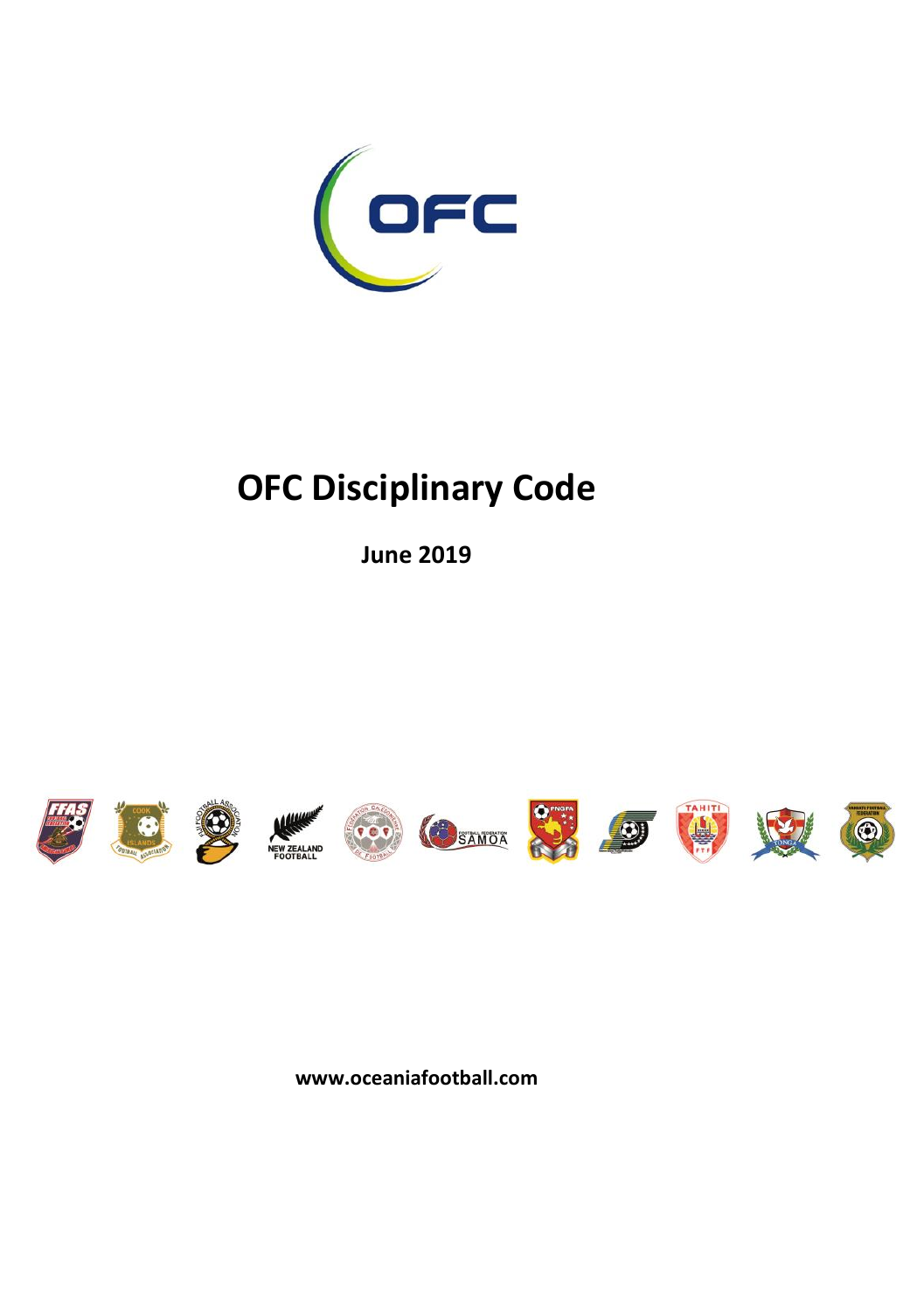# OFC Disciplinary Code

**June 2019**

**www.oceaniafootball.com**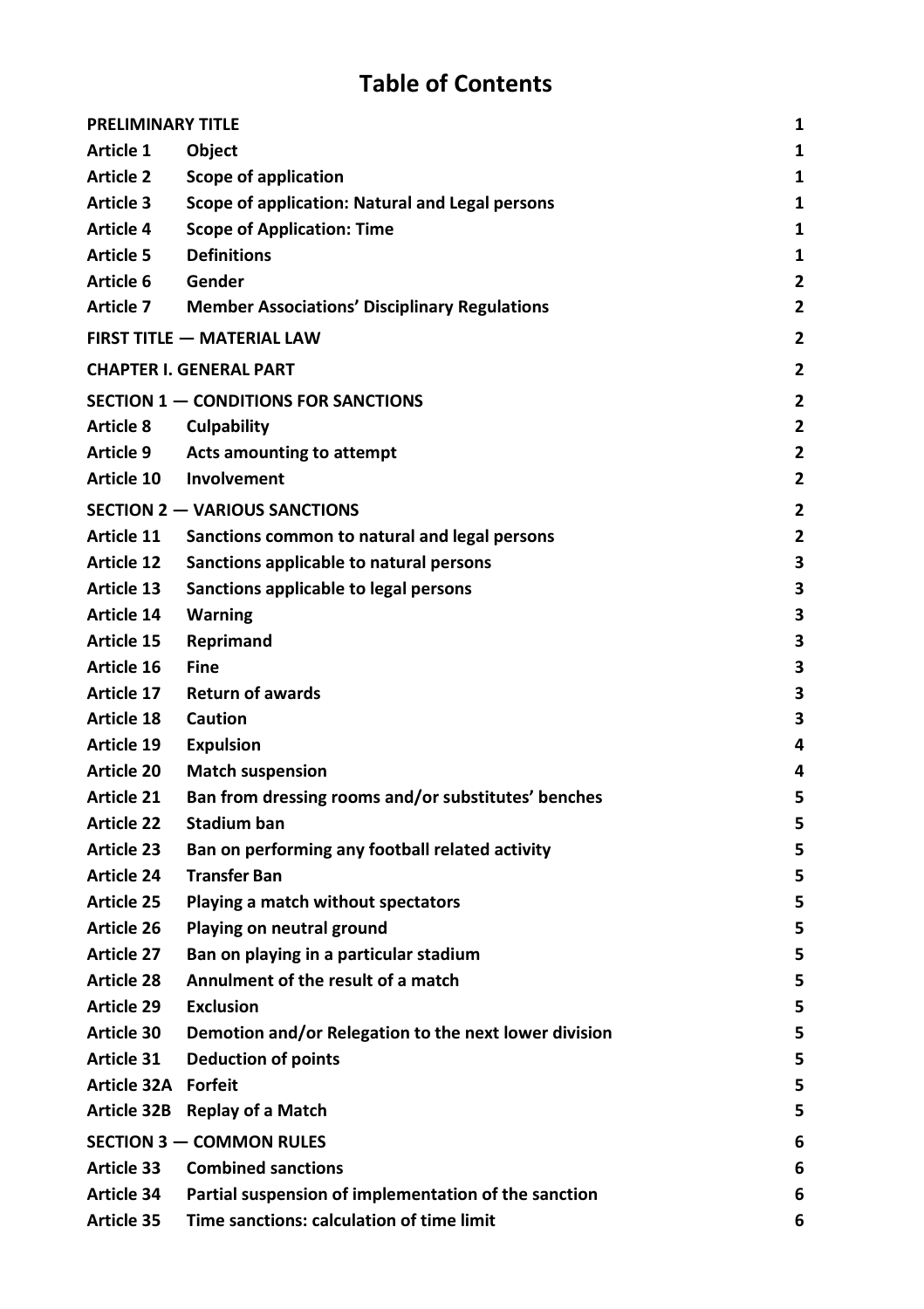# Table of Contents

| | | |
|---|---|---|
| **PRELIMINARY TITLE** | | **1** |
| **Article 1** | **Object** | **1** |
| **Article 2** | **Scope of application** | **1** |
| **Article 3** | **Scope of application: Natural and Legal persons** | **1** |
| **Article 4** | **Scope of Application: Time** | **1** |
| **Article 5** | **Definitions** | **1** |
| **Article 6** | **Gender** | **2** |
| **Article 7** | **Member Associations' Disciplinary Regulations** | **2** |
| **FIRST TITLE — MATERIAL LAW** | | **2** |
| **CHAPTER I. GENERAL PART** | | **2** |
| **SECTION 1 — CONDITIONS FOR SANCTIONS** | | **2** |
| **Article 8** | **Culpability** | **2** |
| **Article 9** | **Acts amounting to attempt** | **2** |
| **Article 10** | **Involvement** | **2** |
| **SECTION 2 — VARIOUS SANCTIONS** | | **2** |
| **Article 11** | **Sanctions common to natural and legal persons** | **2** |
| **Article 12** | **Sanctions applicable to natural persons** | **3** |
| **Article 13** | **Sanctions applicable to legal persons** | **3** |
| **Article 14** | **Warning** | **3** |
| **Article 15** | **Reprimand** | **3** |
| **Article 16** | **Fine** | **3** |
| **Article 17** | **Return of awards** | **3** |
| **Article 18** | **Caution** | **3** |
| **Article 19** | **Expulsion** | **4** |
| **Article 20** | **Match suspension** | **4** |
| **Article 21** | **Ban from dressing rooms and/or substitutes' benches** | **5** |
| **Article 22** | **Stadium ban** | **5** |
| **Article 23** | **Ban on performing any football related activity** | **5** |
| **Article 24** | **Transfer Ban** | **5** |
| **Article 25** | **Playing a match without spectators** | **5** |
| **Article 26** | **Playing on neutral ground** | **5** |
| **Article 27** | **Ban on playing in a particular stadium** | **5** |
| **Article 28** | **Annulment of the result of a match** | **5** |
| **Article 29** | **Exclusion** | **5** |
| **Article 30** | **Demotion and/or Relegation to the next lower division** | **5** |
| **Article 31** | **Deduction of points** | **5** |
| **Article 32A** | **Forfeit** | **5** |
| **Article 32B** | **Replay of a Match** | **5** |
| **SECTION 3 — COMMON RULES** | | **6** |
| **Article 33** | **Combined sanctions** | **6** |
| **Article 34** | **Partial suspension of implementation of the sanction** | **6** |
| **Article 35** | **Time sanctions: calculation of time limit** | **6** |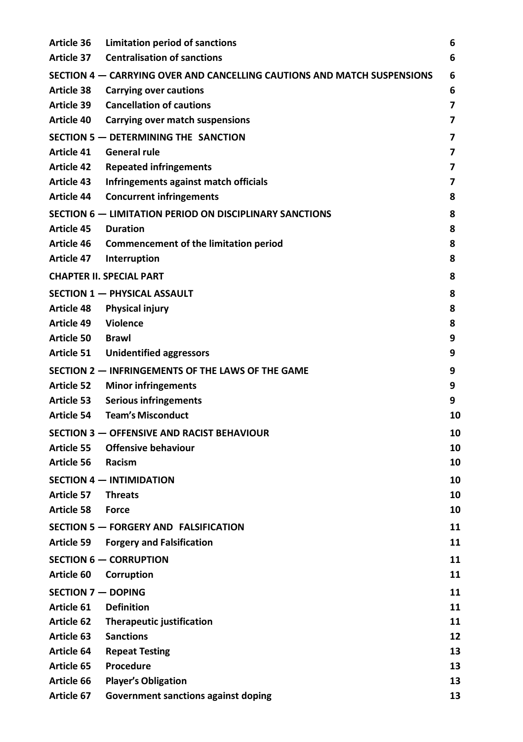| | | |
|---|---|---|
| **Article 36** | **Limitation period of sanctions** | **6** |
| **Article 37** | **Centralisation of sanctions** | **6** |
| **SECTION 4 — CARRYING OVER AND CANCELLING CAUTIONS AND MATCH SUSPENSIONS** | | **6** |
| **Article 38** | **Carrying over cautions** | **6** |
| **Article 39** | **Cancellation of cautions** | **7** |
| **Article 40** | **Carrying over match suspensions** | **7** |
| **SECTION 5 — DETERMINING THE SANCTION** | | **7** |
| **Article 41** | **General rule** | **7** |
| **Article 42** | **Repeated infringements** | **7** |
| **Article 43** | **Infringements against match officials** | **7** |
| **Article 44** | **Concurrent infringements** | **8** |
| **SECTION 6 — LIMITATION PERIOD ON DISCIPLINARY SANCTIONS** | | **8** |
| **Article 45** | **Duration** | **8** |
| **Article 46** | **Commencement of the limitation period** | **8** |
| **Article 47** | **Interruption** | **8** |
| **CHAPTER II. SPECIAL PART** | | **8** |
| **SECTION 1 — PHYSICAL ASSAULT** | | **8** |
| **Article 48** | **Physical injury** | **8** |
| **Article 49** | **Violence** | **8** |
| **Article 50** | **Brawl** | **9** |
| **Article 51** | **Unidentified aggressors** | **9** |
| **SECTION 2 — INFRINGEMENTS OF THE LAWS OF THE GAME** | | **9** |
| **Article 52** | **Minor infringements** | **9** |
| **Article 53** | **Serious infringements** | **9** |
| **Article 54** | **Team's Misconduct** | **10** |
| **SECTION 3 — OFFENSIVE AND RACIST BEHAVIOUR** | | **10** |
| **Article 55** | **Offensive behaviour** | **10** |
| **Article 56** | **Racism** | **10** |
| **SECTION 4 — INTIMIDATION** | | **10** |
| **Article 57** | **Threats** | **10** |
| **Article 58** | **Force** | **10** |
| **SECTION 5 — FORGERY AND FALSIFICATION** | | **11** |
| **Article 59** | **Forgery and Falsification** | **11** |
| **SECTION 6 — CORRUPTION** | | **11** |
| **Article 60** | **Corruption** | **11** |
| **SECTION 7 — DOPING** | | **11** |
| **Article 61** | **Definition** | **11** |
| **Article 62** | **Therapeutic justification** | **11** |
| **Article 63** | **Sanctions** | **12** |
| **Article 64** | **Repeat Testing** | **13** |
| **Article 65** | **Procedure** | **13** |
| **Article 66** | **Player's Obligation** | **13** |
| **Article 67** | **Government sanctions against doping** | **13** |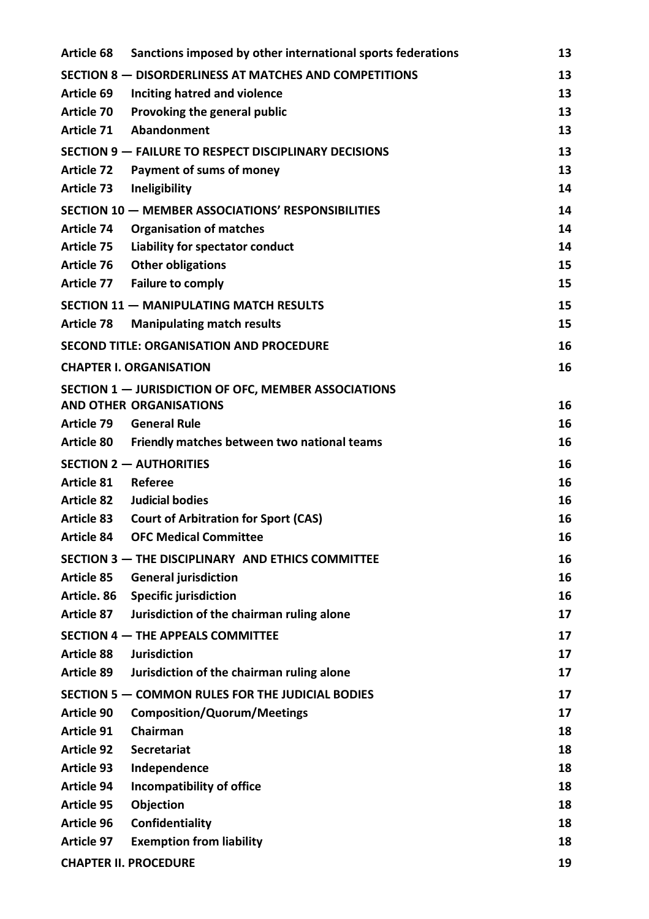| | | |
|---|---|---|
| **Article 68** | **Sanctions imposed by other international sports federations** | **13** |
| **SECTION 8 — DISORDERLINESS AT MATCHES AND COMPETITIONS** | | **13** |
| **Article 69** | **Inciting hatred and violence** | **13** |
| **Article 70** | **Provoking the general public** | **13** |
| **Article 71** | **Abandonment** | **13** |
| **SECTION 9 — FAILURE TO RESPECT DISCIPLINARY DECISIONS** | | **13** |
| **Article 72** | **Payment of sums of money** | **13** |
| **Article 73** | **Ineligibility** | **14** |
| **SECTION 10 — MEMBER ASSOCIATIONS' RESPONSIBILITIES** | | **14** |
| **Article 74** | **Organisation of matches** | **14** |
| **Article 75** | **Liability for spectator conduct** | **14** |
| **Article 76** | **Other obligations** | **15** |
| **Article 77** | **Failure to comply** | **15** |
| **SECTION 11 — MANIPULATING MATCH RESULTS** | | **15** |
| **Article 78** | **Manipulating match results** | **15** |
| **SECOND TITLE: ORGANISATION AND PROCEDURE** | | **16** |
| **CHAPTER I. ORGANISATION** | | **16** |
| **SECTION 1 — JURISDICTION OF OFC, MEMBER ASSOCIATIONS AND OTHER ORGANISATIONS** | | **16** |
| **Article 79** | **General Rule** | **16** |
| **Article 80** | **Friendly matches between two national teams** | **16** |
| **SECTION 2 — AUTHORITIES** | | **16** |
| **Article 81** | **Referee** | **16** |
| **Article 82** | **Judicial bodies** | **16** |
| **Article 83** | **Court of Arbitration for Sport (CAS)** | **16** |
| **Article 84** | **OFC Medical Committee** | **16** |
| **SECTION 3 — THE DISCIPLINARY AND ETHICS COMMITTEE** | | **16** |
| **Article 85** | **General jurisdiction** | **16** |
| **Article. 86** | **Specific jurisdiction** | **16** |
| **Article 87** | **Jurisdiction of the chairman ruling alone** | **17** |
| **SECTION 4 — THE APPEALS COMMITTEE** | | **17** |
| **Article 88** | **Jurisdiction** | **17** |
| **Article 89** | **Jurisdiction of the chairman ruling alone** | **17** |
| **SECTION 5 — COMMON RULES FOR THE JUDICIAL BODIES** | | **17** |
| **Article 90** | **Composition/Quorum/Meetings** | **17** |
| **Article 91** | **Chairman** | **18** |
| **Article 92** | **Secretariat** | **18** |
| **Article 93** | **Independence** | **18** |
| **Article 94** | **Incompatibility of office** | **18** |
| **Article 95** | **Objection** | **18** |
| **Article 96** | **Confidentiality** | **18** |
| **Article 97** | **Exemption from liability** | **18** |
| **CHAPTER II. PROCEDURE** | | **19** |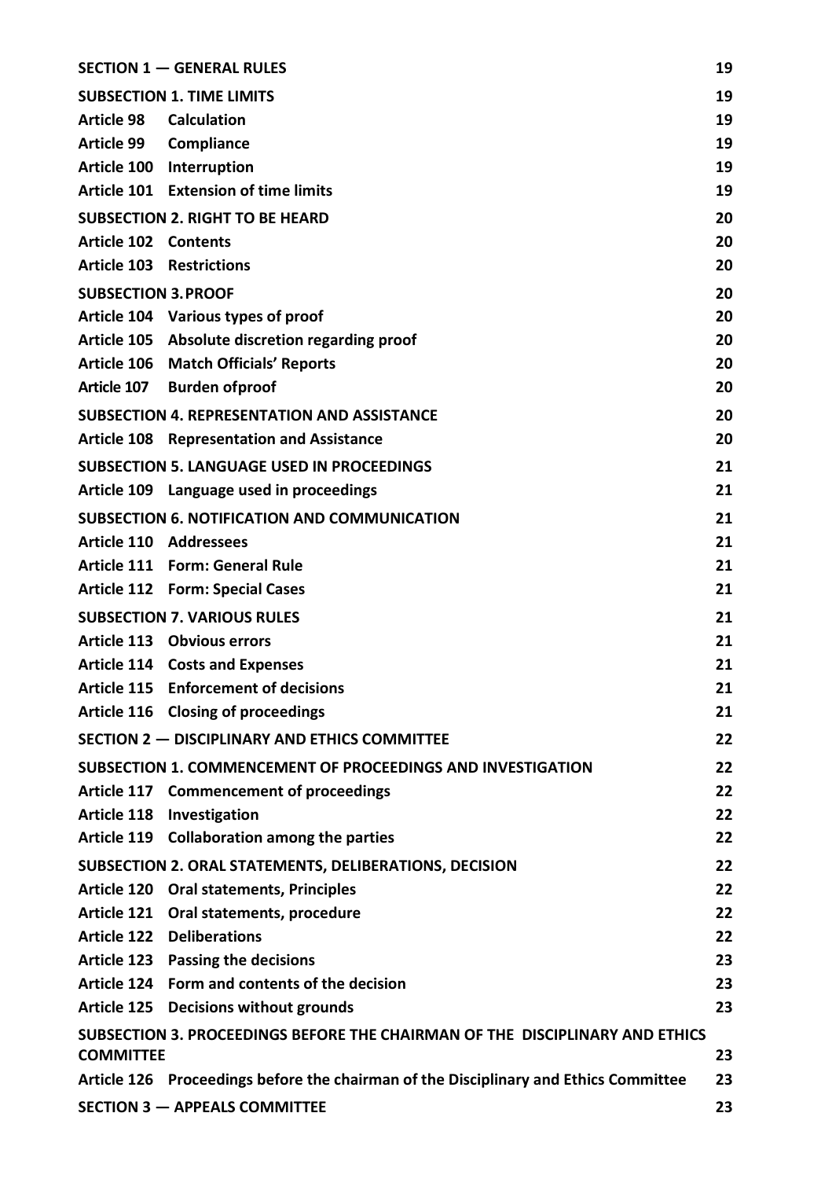| | | |
|---|---|---|
| **SECTION 1 — GENERAL RULES** | | **19** |
| **SUBSECTION 1. TIME LIMITS** | | **19** |
| **Article 98** | **Calculation** | **19** |
| **Article 99** | **Compliance** | **19** |
| **Article 100** | **Interruption** | **19** |
| **Article 101** | **Extension of time limits** | **19** |
| **SUBSECTION 2. RIGHT TO BE HEARD** | | **20** |
| **Article 102** | **Contents** | **20** |
| **Article 103** | **Restrictions** | **20** |
| **SUBSECTION 3. PROOF** | | **20** |
| **Article 104** | **Various types of proof** | **20** |
| **Article 105** | **Absolute discretion regarding proof** | **20** |
| **Article 106** | **Match Officials' Reports** | **20** |
| **Article 107** | **Burden ofproof** | **20** |
| **SUBSECTION 4. REPRESENTATION AND ASSISTANCE** | | **20** |
| **Article 108** | **Representation and Assistance** | **20** |
| **SUBSECTION 5. LANGUAGE USED IN PROCEEDINGS** | | **21** |
| **Article 109** | **Language used in proceedings** | **21** |
| **SUBSECTION 6. NOTIFICATION AND COMMUNICATION** | | **21** |
| **Article 110** | **Addressees** | **21** |
| **Article 111** | **Form: General Rule** | **21** |
| **Article 112** | **Form: Special Cases** | **21** |
| **SUBSECTION 7. VARIOUS RULES** | | **21** |
| **Article 113** | **Obvious errors** | **21** |
| **Article 114** | **Costs and Expenses** | **21** |
| **Article 115** | **Enforcement of decisions** | **21** |
| **Article 116** | **Closing of proceedings** | **21** |
| **SECTION 2 — DISCIPLINARY AND ETHICS COMMITTEE** | | **22** |
| **SUBSECTION 1. COMMENCEMENT OF PROCEEDINGS AND INVESTIGATION** | | **22** |
| **Article 117** | **Commencement of proceedings** | **22** |
| **Article 118** | **Investigation** | **22** |
| **Article 119** | **Collaboration among the parties** | **22** |
| **SUBSECTION 2. ORAL STATEMENTS, DELIBERATIONS, DECISION** | | **22** |
| **Article 120** | **Oral statements, Principles** | **22** |
| **Article 121** | **Oral statements, procedure** | **22** |
| **Article 122** | **Deliberations** | **22** |
| **Article 123** | **Passing the decisions** | **23** |
| **Article 124** | **Form and contents of the decision** | **23** |
| **Article 125** | **Decisions without grounds** | **23** |
| **SUBSECTION 3. PROCEEDINGS BEFORE THE CHAIRMAN OF THE DISCIPLINARY AND ETHICS COMMITTEE** | | **23** |
| **Article 126** | **Proceedings before the chairman of the Disciplinary and Ethics Committee** | **23** |
| **SECTION 3 — APPEALS COMMITTEE** | | **23** |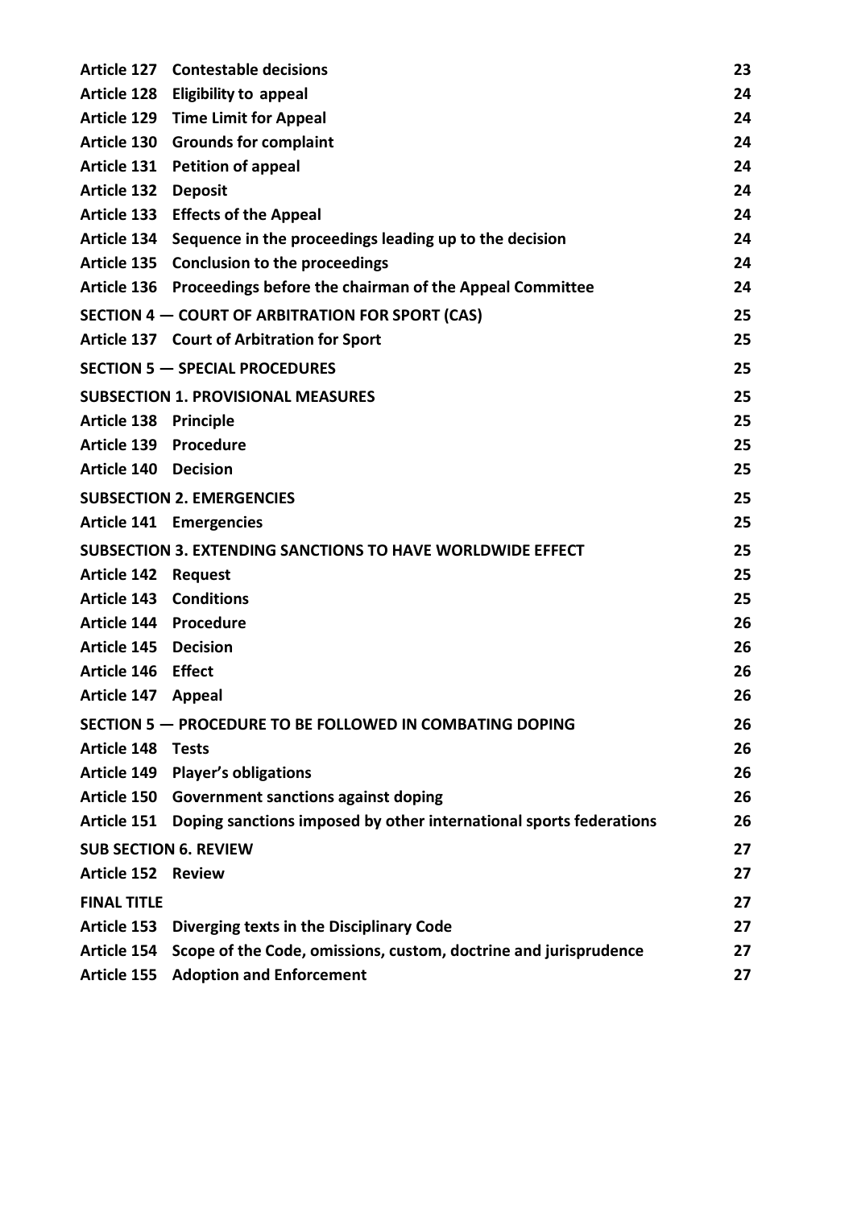| | | |
|---|---|---|
| **Article 127** | **Contestable decisions** | **23** |
| **Article 128** | **Eligibility to appeal** | **24** |
| **Article 129** | **Time Limit for Appeal** | **24** |
| **Article 130** | **Grounds for complaint** | **24** |
| **Article 131** | **Petition of appeal** | **24** |
| **Article 132** | **Deposit** | **24** |
| **Article 133** | **Effects of the Appeal** | **24** |
| **Article 134** | **Sequence in the proceedings leading up to the decision** | **24** |
| **Article 135** | **Conclusion to the proceedings** | **24** |
| **Article 136** | **Proceedings before the chairman of the Appeal Committee** | **24** |
| **SECTION 4 — COURT OF ARBITRATION FOR SPORT (CAS)** | | **25** |
| **Article 137** | **Court of Arbitration for Sport** | **25** |
| **SECTION 5 — SPECIAL PROCEDURES** | | **25** |
| **SUBSECTION 1. PROVISIONAL MEASURES** | | **25** |
| **Article 138** | **Principle** | **25** |
| **Article 139** | **Procedure** | **25** |
| **Article 140** | **Decision** | **25** |
| **SUBSECTION 2. EMERGENCIES** | | **25** |
| **Article 141** | **Emergencies** | **25** |
| **SUBSECTION 3. EXTENDING SANCTIONS TO HAVE WORLDWIDE EFFECT** | | **25** |
| **Article 142** | **Request** | **25** |
| **Article 143** | **Conditions** | **25** |
| **Article 144** | **Procedure** | **26** |
| **Article 145** | **Decision** | **26** |
| **Article 146** | **Effect** | **26** |
| **Article 147** | **Appeal** | **26** |
| **SECTION 5 — PROCEDURE TO BE FOLLOWED IN COMBATING DOPING** | | **26** |
| **Article 148** | **Tests** | **26** |
| **Article 149** | **Player's obligations** | **26** |
| **Article 150** | **Government sanctions against doping** | **26** |
| **Article 151** | **Doping sanctions imposed by other international sports federations** | **26** |
| **SUB SECTION 6. REVIEW** | | **27** |
| **Article 152** | **Review** | **27** |
| **FINAL TITLE** | | **27** |
| **Article 153** | **Diverging texts in the Disciplinary Code** | **27** |
| **Article 154** | **Scope of the Code, omissions, custom, doctrine and jurisprudence** | **27** |
| **Article 155** | **Adoption and Enforcement** | **27** |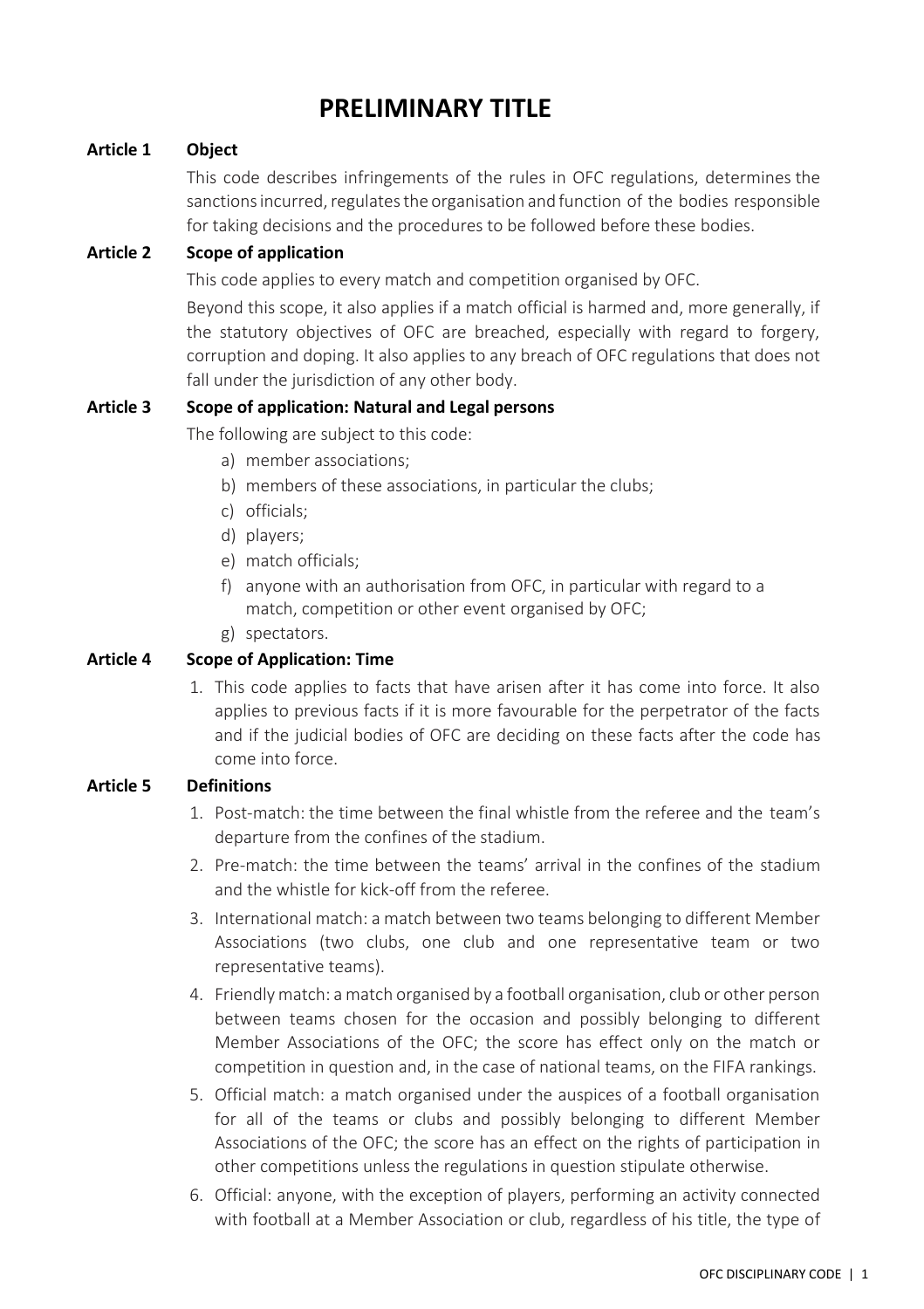# PRELIMINARY TITLE

**Article 1 Object**

This code describes infringements of the rules in OFC regulations, determines the sanctions incurred, regulates the organisation and function of the bodies responsible for taking decisions and the procedures to be followed before these bodies.

**Article 2 Scope of application**

This code applies to every match and competition organised by OFC.

Beyond this scope, it also applies if a match official is harmed and, more generally, if the statutory objectives of OFC are breached, especially with regard to forgery, corruption and doping. It also applies to any breach of OFC regulations that does not fall under the jurisdiction of any other body.

**Article 3 Scope of application: Natural and Legal persons**

The following are subject to this code:

a) member associations;
b) members of these associations, in particular the clubs;
c) officials;
d) players;
e) match officials;
f) anyone with an authorisation from OFC, in particular with regard to a match, competition or other event organised by OFC;
g) spectators.

**Article 4 Scope of Application: Time**

1. This code applies to facts that have arisen after it has come into force. It also applies to previous facts if it is more favourable for the perpetrator of the facts and if the judicial bodies of OFC are deciding on these facts after the code has come into force.

**Article 5 Definitions**

1. Post-match: the time between the final whistle from the referee and the team's departure from the confines of the stadium.
2. Pre-match: the time between the teams' arrival in the confines of the stadium and the whistle for kick-off from the referee.
3. International match: a match between two teams belonging to different Member Associations (two clubs, one club and one representative team or two representative teams).
4. Friendly match: a match organised by a football organisation, club or other person between teams chosen for the occasion and possibly belonging to different Member Associations of the OFC; the score has effect only on the match or competition in question and, in the case of national teams, on the FIFA rankings.
5. Official match: a match organised under the auspices of a football organisation for all of the teams or clubs and possibly belonging to different Member Associations of the OFC; the score has an effect on the rights of participation in other competitions unless the regulations in question stipulate otherwise.
6. Official: anyone, with the exception of players, performing an activity connected with football at a Member Association or club, regardless of his title, the type of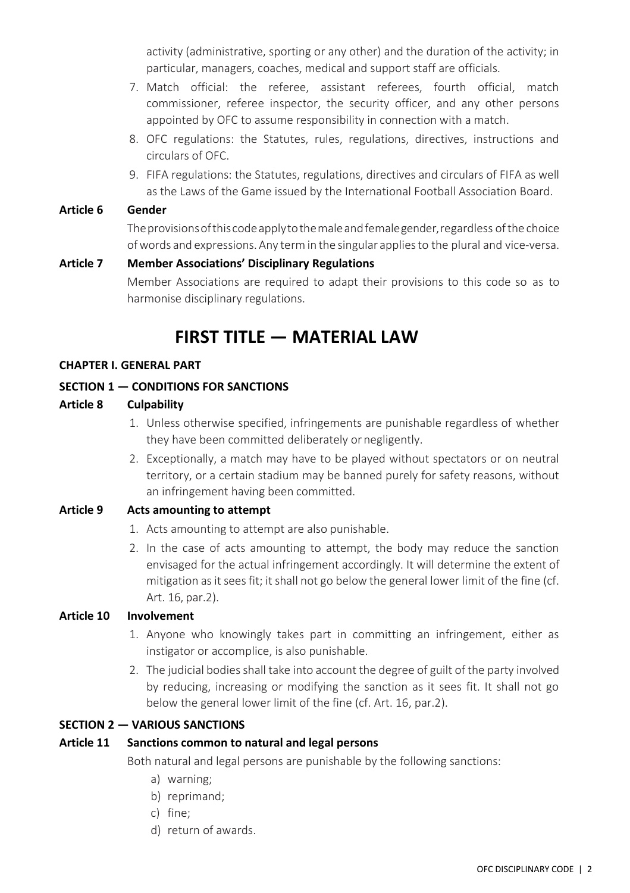activity (administrative, sporting or any other) and the duration of the activity; in particular, managers, coaches, medical and support staff are officials.

7. Match official: the referee, assistant referees, fourth official, match commissioner, referee inspector, the security officer, and any other persons appointed by OFC to assume responsibility in connection with a match.
8. OFC regulations: the Statutes, rules, regulations, directives, instructions and circulars of OFC.
9. FIFA regulations: the Statutes, regulations, directives and circulars of FIFA as well as the Laws of the Game issued by the International Football Association Board.

**Article 6 Gender**

The provisions of this code apply to the male and female gender, regardless of the choice of words and expressions. Any term in the singular applies to the plural and vice-versa.

**Article 7 Member Associations' Disciplinary Regulations**

Member Associations are required to adapt their provisions to this code so as to harmonise disciplinary regulations.

# FIRST TITLE — MATERIAL LAW

**CHAPTER I. GENERAL PART**

**SECTION 1 — CONDITIONS FOR SANCTIONS**

**Article 8 Culpability**

1. Unless otherwise specified, infringements are punishable regardless of whether they have been committed deliberately or negligently.
2. Exceptionally, a match may have to be played without spectators or on neutral territory, or a certain stadium may be banned purely for safety reasons, without an infringement having been committed.

**Article 9 Acts amounting to attempt**

1. Acts amounting to attempt are also punishable.
2. In the case of acts amounting to attempt, the body may reduce the sanction envisaged for the actual infringement accordingly. It will determine the extent of mitigation as it sees fit; it shall not go below the general lower limit of the fine (cf. Art. 16, par.2).

**Article 10 Involvement**

1. Anyone who knowingly takes part in committing an infringement, either as instigator or accomplice, is also punishable.
2. The judicial bodies shall take into account the degree of guilt of the party involved by reducing, increasing or modifying the sanction as it sees fit. It shall not go below the general lower limit of the fine (cf. Art. 16, par.2).

**SECTION 2 — VARIOUS SANCTIONS**

**Article 11 Sanctions common to natural and legal persons**

Both natural and legal persons are punishable by the following sanctions:

a) warning;
b) reprimand;
c) fine;
d) return of awards.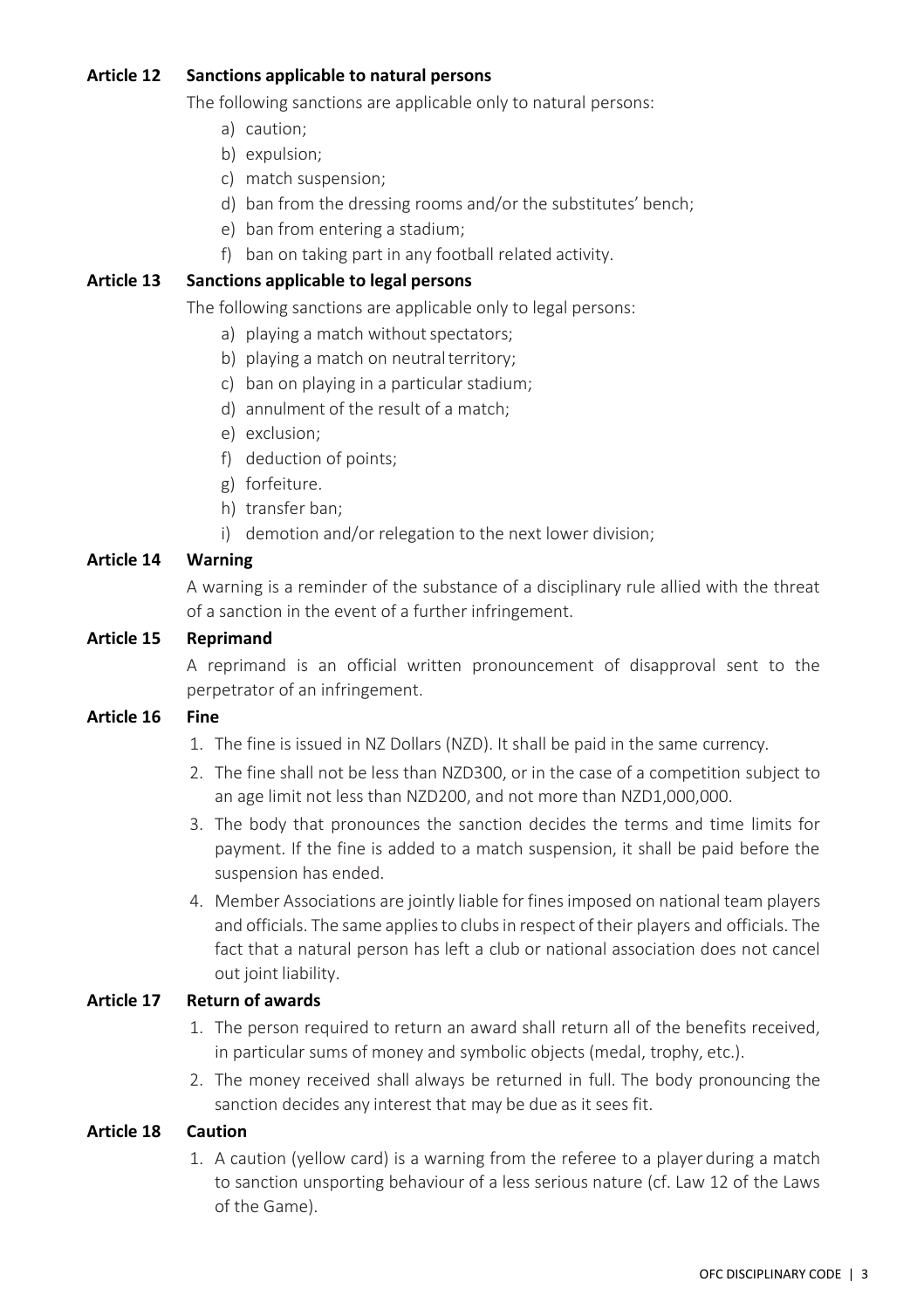### Article 12 Sanctions applicable to natural persons

The following sanctions are applicable only to natural persons:

a) caution;
b) expulsion;
c) match suspension;
d) ban from the dressing rooms and/or the substitutes' bench;
e) ban from entering a stadium;
f) ban on taking part in any football related activity.

### Article 13 Sanctions applicable to legal persons

The following sanctions are applicable only to legal persons:

a) playing a match without spectators;
b) playing a match on neutral territory;
c) ban on playing in a particular stadium;
d) annulment of the result of a match;
e) exclusion;
f) deduction of points;
g) forfeiture.
h) transfer ban;
i) demotion and/or relegation to the next lower division;

### Article 14 Warning

A warning is a reminder of the substance of a disciplinary rule allied with the threat of a sanction in the event of a further infringement.

### Article 15 Reprimand

A reprimand is an official written pronouncement of disapproval sent to the perpetrator of an infringement.

### Article 16 Fine

1. The fine is issued in NZ Dollars (NZD). It shall be paid in the same currency.
2. The fine shall not be less than NZD300, or in the case of a competition subject to an age limit not less than NZD200, and not more than NZD1,000,000.
3. The body that pronounces the sanction decides the terms and time limits for payment. If the fine is added to a match suspension, it shall be paid before the suspension has ended.
4. Member Associations are jointly liable for fines imposed on national team players and officials. The same applies to clubs in respect of their players and officials. The fact that a natural person has left a club or national association does not cancel out joint liability.

### Article 17 Return of awards

1. The person required to return an award shall return all of the benefits received, in particular sums of money and symbolic objects (medal, trophy, etc.).
2. The money received shall always be returned in full. The body pronouncing the sanction decides any interest that may be due as it sees fit.

### Article 18 Caution

1. A caution (yellow card) is a warning from the referee to a player during a match to sanction unsporting behaviour of a less serious nature (cf. Law 12 of the Laws of the Game).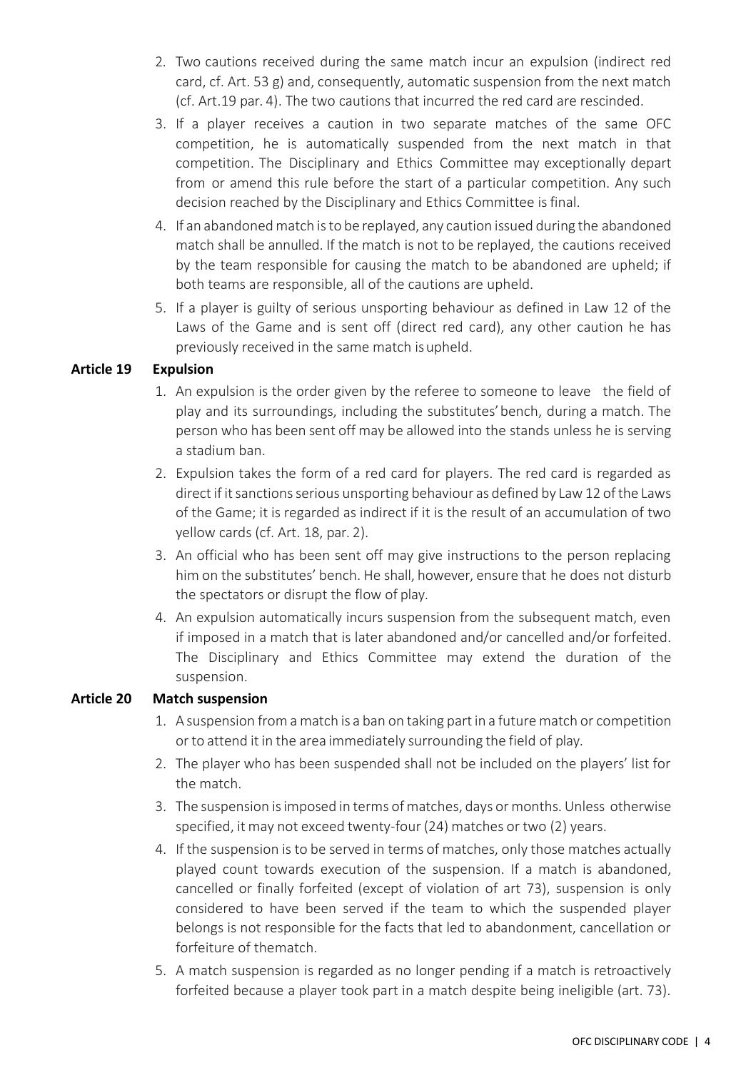2. Two cautions received during the same match incur an expulsion (indirect red card, cf. Art. 53 g) and, consequently, automatic suspension from the next match (cf. Art.19 par. 4). The two cautions that incurred the red card are rescinded.
3. If a player receives a caution in two separate matches of the same OFC competition, he is automatically suspended from the next match in that competition. The Disciplinary and Ethics Committee may exceptionally depart from or amend this rule before the start of a particular competition. Any such decision reached by the Disciplinary and Ethics Committee is final.
4. If an abandoned match is to be replayed, any caution issued during the abandoned match shall be annulled. If the match is not to be replayed, the cautions received by the team responsible for causing the match to be abandoned are upheld; if both teams are responsible, all of the cautions are upheld.
5. If a player is guilty of serious unsporting behaviour as defined in Law 12 of the Laws of the Game and is sent off (direct red card), any other caution he has previously received in the same match is upheld.

**Article 19 Expulsion**

1. An expulsion is the order given by the referee to someone to leave the field of play and its surroundings, including the substitutes' bench, during a match. The person who has been sent off may be allowed into the stands unless he is serving a stadium ban.
2. Expulsion takes the form of a red card for players. The red card is regarded as direct if it sanctions serious unsporting behaviour as defined by Law 12 of the Laws of the Game; it is regarded as indirect if it is the result of an accumulation of two yellow cards (cf. Art. 18, par. 2).
3. An official who has been sent off may give instructions to the person replacing him on the substitutes' bench. He shall, however, ensure that he does not disturb the spectators or disrupt the flow of play.
4. An expulsion automatically incurs suspension from the subsequent match, even if imposed in a match that is later abandoned and/or cancelled and/or forfeited. The Disciplinary and Ethics Committee may extend the duration of the suspension.

**Article 20 Match suspension**

1. A suspension from a match is a ban on taking part in a future match or competition or to attend it in the area immediately surrounding the field of play.
2. The player who has been suspended shall not be included on the players' list for the match.
3. The suspension is imposed in terms of matches, days or months. Unless otherwise specified, it may not exceed twenty-four (24) matches or two (2) years.
4. If the suspension is to be served in terms of matches, only those matches actually played count towards execution of the suspension. If a match is abandoned, cancelled or finally forfeited (except of violation of art 73), suspension is only considered to have been served if the team to which the suspended player belongs is not responsible for the facts that led to abandonment, cancellation or forfeiture of thematch.
5. A match suspension is regarded as no longer pending if a match is retroactively forfeited because a player took part in a match despite being ineligible (art. 73).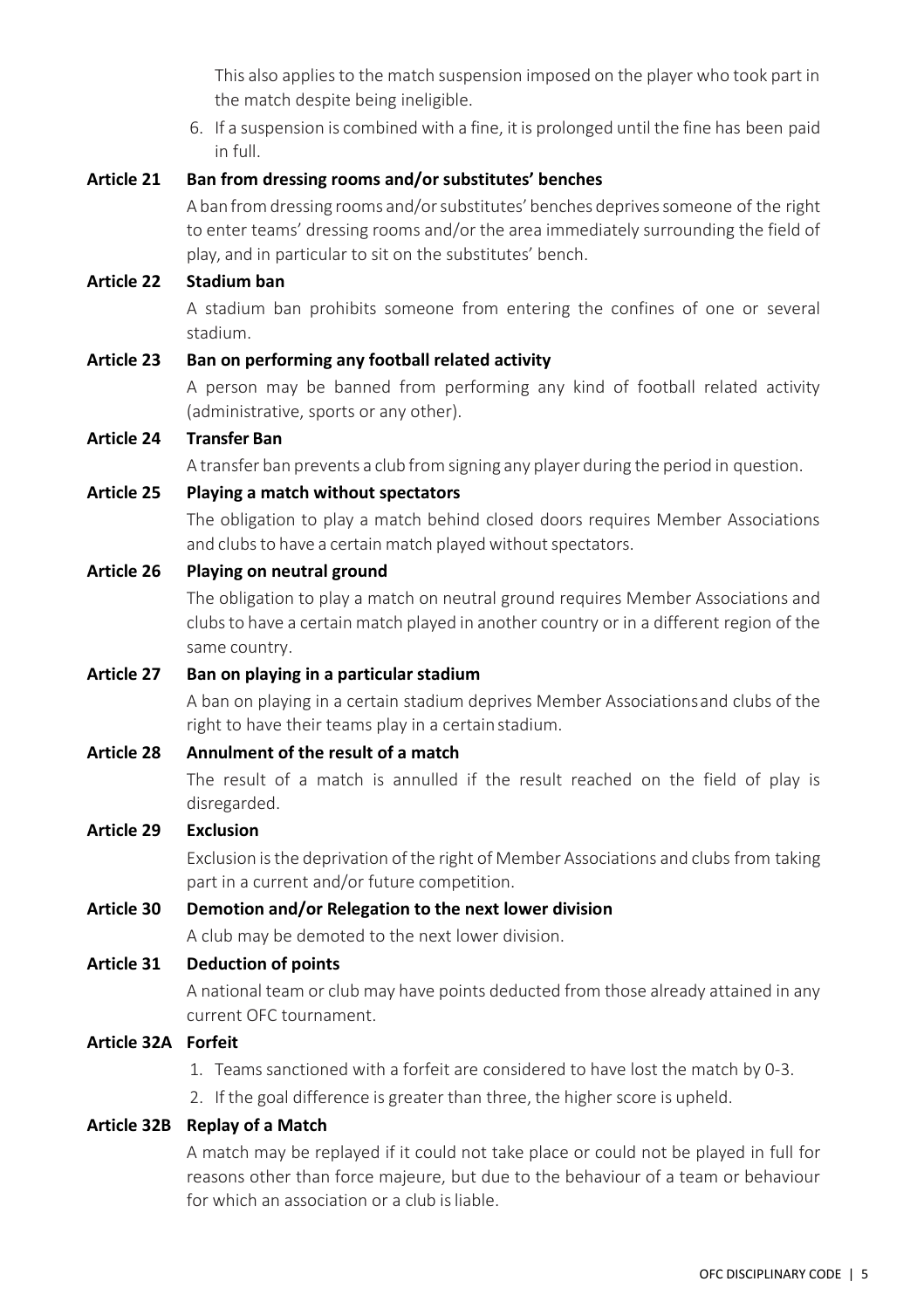This also applies to the match suspension imposed on the player who took part in the match despite being ineligible.

6. If a suspension is combined with a fine, it is prolonged until the fine has been paid in full.

**Article 21 Ban from dressing rooms and/or substitutes' benches**

A ban from dressing rooms and/or substitutes' benches deprives someone of the right to enter teams' dressing rooms and/or the area immediately surrounding the field of play, and in particular to sit on the substitutes' bench.

**Article 22 Stadium ban**

A stadium ban prohibits someone from entering the confines of one or several stadium.

**Article 23 Ban on performing any football related activity**

A person may be banned from performing any kind of football related activity (administrative, sports or any other).

**Article 24 Transfer Ban**

A transfer ban prevents a club from signing any player during the period in question.

**Article 25 Playing a match without spectators**

The obligation to play a match behind closed doors requires Member Associations and clubs to have a certain match played without spectators.

**Article 26 Playing on neutral ground**

The obligation to play a match on neutral ground requires Member Associations and clubs to have a certain match played in another country or in a different region of the same country.

**Article 27 Ban on playing in a particular stadium**

A ban on playing in a certain stadium deprives Member Associations and clubs of the right to have their teams play in a certain stadium.

**Article 28 Annulment of the result of a match**

The result of a match is annulled if the result reached on the field of play is disregarded.

**Article 29 Exclusion**

Exclusion is the deprivation of the right of Member Associations and clubs from taking part in a current and/or future competition.

**Article 30 Demotion and/or Relegation to the next lower division**

A club may be demoted to the next lower division.

**Article 31 Deduction of points**

A national team or club may have points deducted from those already attained in any current OFC tournament.

**Article 32A Forfeit**

1. Teams sanctioned with a forfeit are considered to have lost the match by 0-3.
2. If the goal difference is greater than three, the higher score is upheld.

**Article 32B Replay of a Match**

A match may be replayed if it could not take place or could not be played in full for reasons other than force majeure, but due to the behaviour of a team or behaviour for which an association or a club is liable.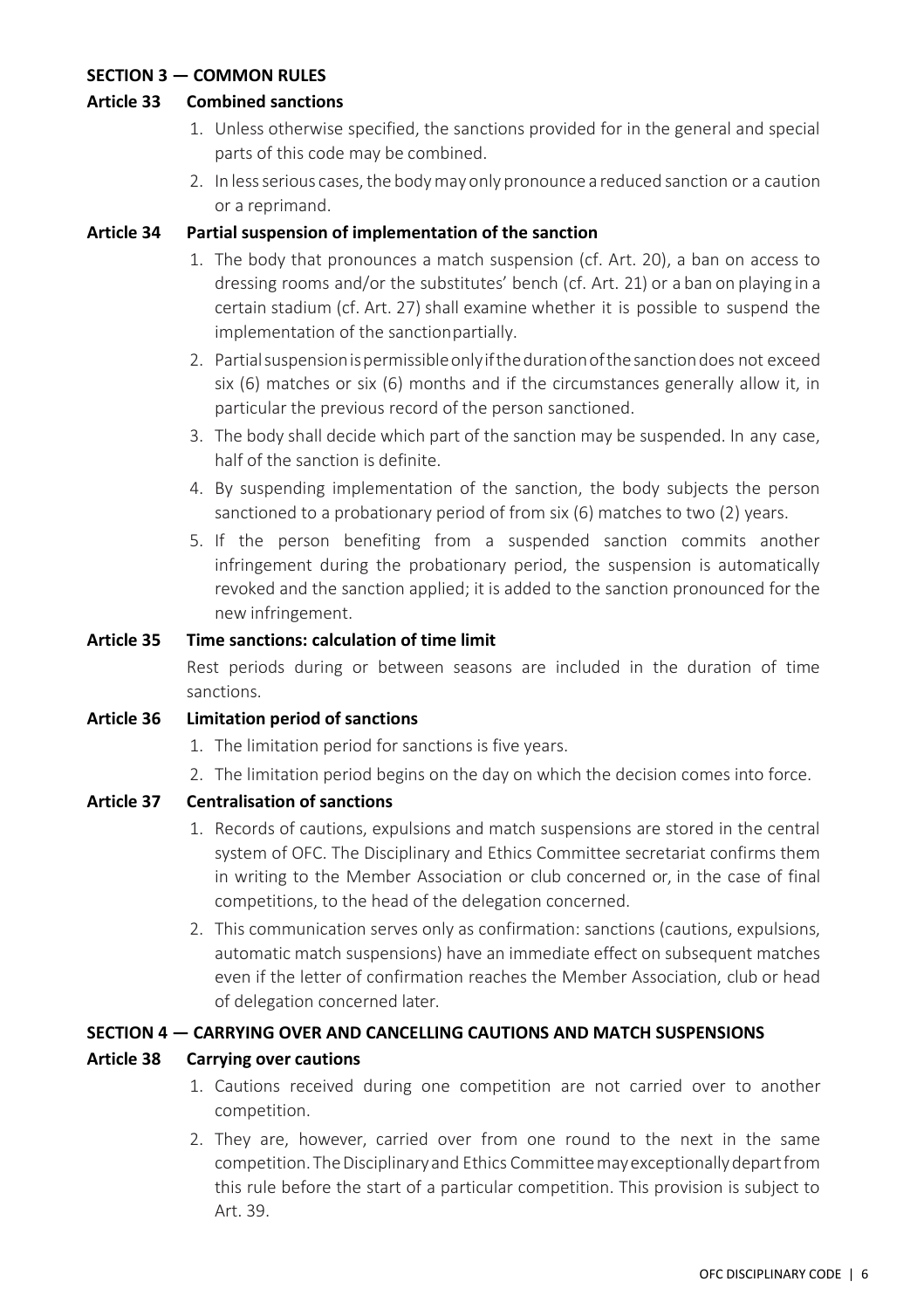## SECTION 3 — COMMON RULES

### Article 33 Combined sanctions

1. Unless otherwise specified, the sanctions provided for in the general and special parts of this code may be combined.
2. In less serious cases, the body may only pronounce a reduced sanction or a caution or a reprimand.

### Article 34 Partial suspension of implementation of the sanction

1. The body that pronounces a match suspension (cf. Art. 20), a ban on access to dressing rooms and/or the substitutes' bench (cf. Art. 21) or a ban on playing in a certain stadium (cf. Art. 27) shall examine whether it is possible to suspend the implementation of the sanction partially.
2. Partial suspension is permissible only if the duration of the sanction does not exceed six (6) matches or six (6) months and if the circumstances generally allow it, in particular the previous record of the person sanctioned.
3. The body shall decide which part of the sanction may be suspended. In any case, half of the sanction is definite.
4. By suspending implementation of the sanction, the body subjects the person sanctioned to a probationary period of from six (6) matches to two (2) years.
5. If the person benefiting from a suspended sanction commits another infringement during the probationary period, the suspension is automatically revoked and the sanction applied; it is added to the sanction pronounced for the new infringement.

### Article 35 Time sanctions: calculation of time limit

Rest periods during or between seasons are included in the duration of time sanctions.

### Article 36 Limitation period of sanctions

1. The limitation period for sanctions is five years.
2. The limitation period begins on the day on which the decision comes into force.

### Article 37 Centralisation of sanctions

1. Records of cautions, expulsions and match suspensions are stored in the central system of OFC. The Disciplinary and Ethics Committee secretariat confirms them in writing to the Member Association or club concerned or, in the case of final competitions, to the head of the delegation concerned.
2. This communication serves only as confirmation: sanctions (cautions, expulsions, automatic match suspensions) have an immediate effect on subsequent matches even if the letter of confirmation reaches the Member Association, club or head of delegation concerned later.

## SECTION 4 — CARRYING OVER AND CANCELLING CAUTIONS AND MATCH SUSPENSIONS

### Article 38 Carrying over cautions

1. Cautions received during one competition are not carried over to another competition.
2. They are, however, carried over from one round to the next in the same competition. The Disciplinary and Ethics Committee may exceptionally depart from this rule before the start of a particular competition. This provision is subject to Art. 39.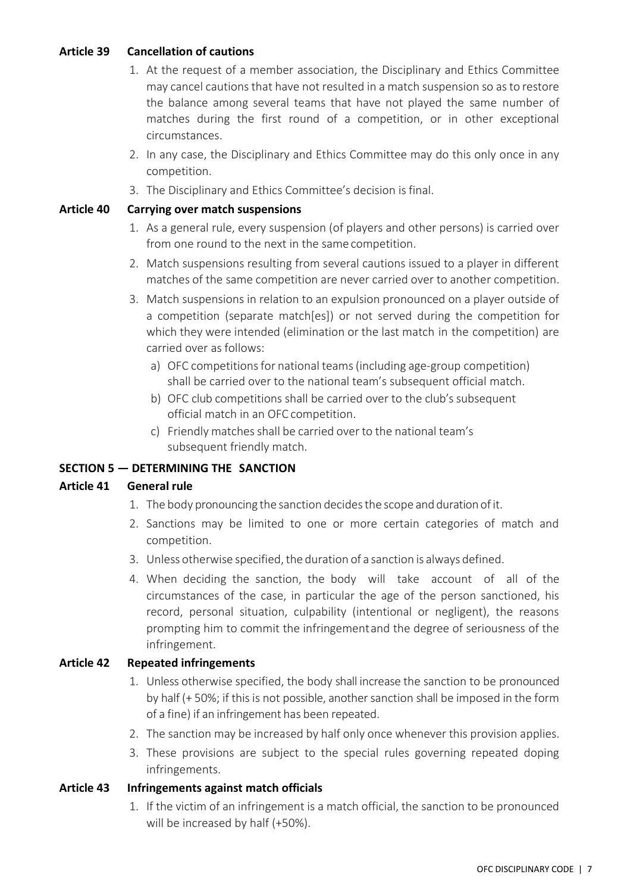### Article 39 Cancellation of cautions

1. At the request of a member association, the Disciplinary and Ethics Committee may cancel cautions that have not resulted in a match suspension so as to restore the balance among several teams that have not played the same number of matches during the first round of a competition, or in other exceptional circumstances.
2. In any case, the Disciplinary and Ethics Committee may do this only once in any competition.
3. The Disciplinary and Ethics Committee's decision is final.

### Article 40 Carrying over match suspensions

1. As a general rule, every suspension (of players and other persons) is carried over from one round to the next in the same competition.
2. Match suspensions resulting from several cautions issued to a player in different matches of the same competition are never carried over to another competition.
3. Match suspensions in relation to an expulsion pronounced on a player outside of a competition (separate match[es]) or not served during the competition for which they were intended (elimination or the last match in the competition) are carried over as follows:
   a) OFC competitions for national teams (including age-group competition) shall be carried over to the national team's subsequent official match.
   b) OFC club competitions shall be carried over to the club's subsequent official match in an OFC competition.
   c) Friendly matches shall be carried over to the national team's subsequent friendly match.

## SECTION 5 — DETERMINING THE SANCTION

### Article 41 General rule

1. The body pronouncing the sanction decides the scope and duration of it.
2. Sanctions may be limited to one or more certain categories of match and competition.
3. Unless otherwise specified, the duration of a sanction is always defined.
4. When deciding the sanction, the body will take account of all of the circumstances of the case, in particular the age of the person sanctioned, his record, personal situation, culpability (intentional or negligent), the reasons prompting him to commit the infringement and the degree of seriousness of the infringement.

### Article 42 Repeated infringements

1. Unless otherwise specified, the body shall increase the sanction to be pronounced by half (+ 50%; if this is not possible, another sanction shall be imposed in the form of a fine) if an infringement has been repeated.
2. The sanction may be increased by half only once whenever this provision applies.
3. These provisions are subject to the special rules governing repeated doping infringements.

### Article 43 Infringements against match officials

1. If the victim of an infringement is a match official, the sanction to be pronounced will be increased by half (+50%).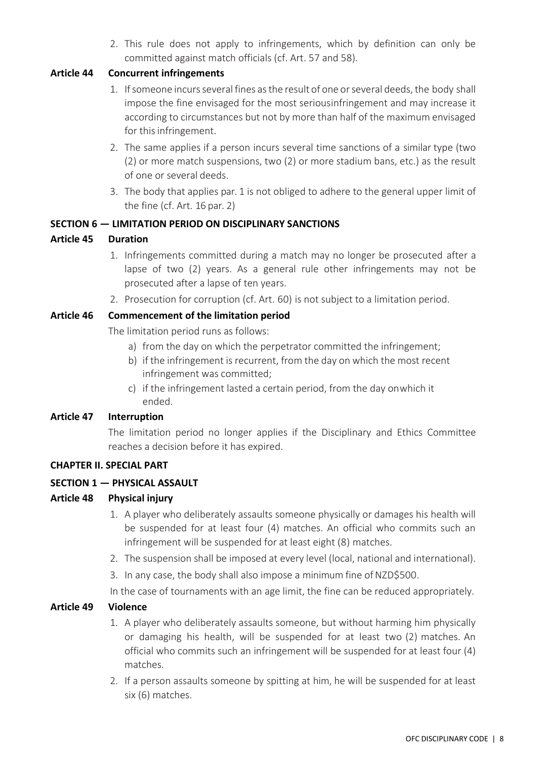2. This rule does not apply to infringements, which by definition can only be committed against match officials (cf. Art. 57 and 58).

### Article 44 Concurrent infringements

1. If someone incurs several fines as the result of one or several deeds, the body shall impose the fine envisaged for the most seriousinfringement and may increase it according to circumstances but not by more than half of the maximum envisaged for this infringement.
2. The same applies if a person incurs several time sanctions of a similar type (two (2) or more match suspensions, two (2) or more stadium bans, etc.) as the result of one or several deeds.
3. The body that applies par. 1 is not obliged to adhere to the general upper limit of the fine (cf. Art. 16 par. 2)

## SECTION 6 — LIMITATION PERIOD ON DISCIPLINARY SANCTIONS

### Article 45 Duration

1. Infringements committed during a match may no longer be prosecuted after a lapse of two (2) years. As a general rule other infringements may not be prosecuted after a lapse of ten years.
2. Prosecution for corruption (cf. Art. 60) is not subject to a limitation period.

### Article 46 Commencement of the limitation period

The limitation period runs as follows:

a) from the day on which the perpetrator committed the infringement;
b) if the infringement is recurrent, from the day on which the most recent infringement was committed;
c) if the infringement lasted a certain period, from the day onwhich it ended.

### Article 47 Interruption

The limitation period no longer applies if the Disciplinary and Ethics Committee reaches a decision before it has expired.

## CHAPTER II. SPECIAL PART

## SECTION 1 — PHYSICAL ASSAULT

### Article 48 Physical injury

1. A player who deliberately assaults someone physically or damages his health will be suspended for at least four (4) matches. An official who commits such an infringement will be suspended for at least eight (8) matches.
2. The suspension shall be imposed at every level (local, national and international).
3. In any case, the body shall also impose a minimum fine of NZD$500.

In the case of tournaments with an age limit, the fine can be reduced appropriately.

### Article 49 Violence

1. A player who deliberately assaults someone, but without harming him physically or damaging his health, will be suspended for at least two (2) matches. An official who commits such an infringement will be suspended for at least four (4) matches.
2. If a person assaults someone by spitting at him, he will be suspended for at least six (6) matches.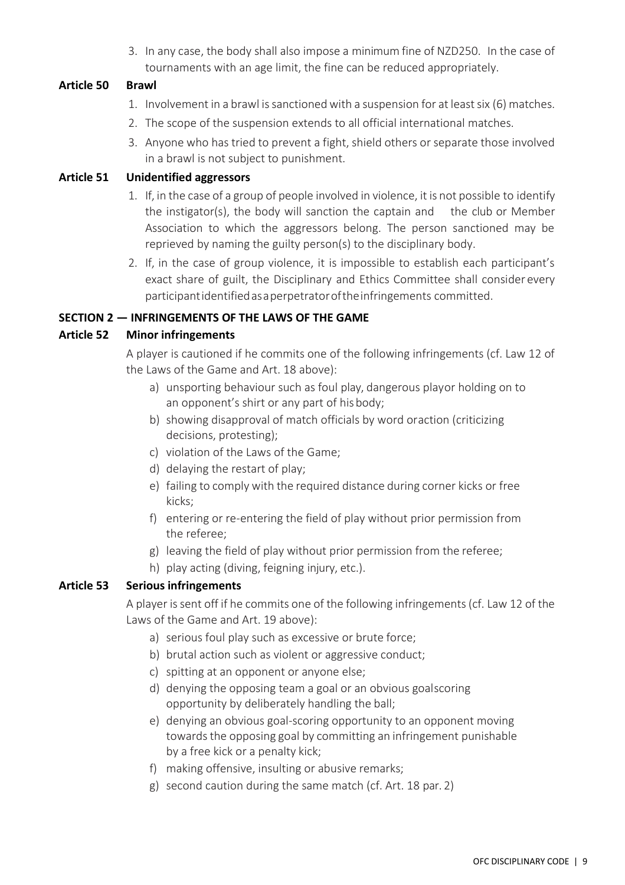3. In any case, the body shall also impose a minimum fine of NZD250. In the case of tournaments with an age limit, the fine can be reduced appropriately.

**Article 50 Brawl**

1. Involvement in a brawl is sanctioned with a suspension for at least six (6) matches.
2. The scope of the suspension extends to all official international matches.
3. Anyone who has tried to prevent a fight, shield others or separate those involved in a brawl is not subject to punishment.

**Article 51 Unidentified aggressors**

1. If, in the case of a group of people involved in violence, it is not possible to identify the instigator(s), the body will sanction the captain and the club or Member Association to which the aggressors belong. The person sanctioned may be reprieved by naming the guilty person(s) to the disciplinary body.
2. If, in the case of group violence, it is impossible to establish each participant's exact share of guilt, the Disciplinary and Ethics Committee shall consider every participant identified as a perpetrator of the infringements committed.

**SECTION 2 — INFRINGEMENTS OF THE LAWS OF THE GAME**

**Article 52 Minor infringements**

A player is cautioned if he commits one of the following infringements (cf. Law 12 of the Laws of the Game and Art. 18 above):

a) unsporting behaviour such as foul play, dangerous play or holding on to an opponent's shirt or any part of his body;
b) showing disapproval of match officials by word or action (criticizing decisions, protesting);
c) violation of the Laws of the Game;
d) delaying the restart of play;
e) failing to comply with the required distance during corner kicks or free kicks;
f) entering or re-entering the field of play without prior permission from the referee;
g) leaving the field of play without prior permission from the referee;
h) play acting (diving, feigning injury, etc.).

**Article 53 Serious infringements**

A player is sent off if he commits one of the following infringements (cf. Law 12 of the Laws of the Game and Art. 19 above):

a) serious foul play such as excessive or brute force;
b) brutal action such as violent or aggressive conduct;
c) spitting at an opponent or anyone else;
d) denying the opposing team a goal or an obvious goalscoring opportunity by deliberately handling the ball;
e) denying an obvious goal-scoring opportunity to an opponent moving towards the opposing goal by committing an infringement punishable by a free kick or a penalty kick;
f) making offensive, insulting or abusive remarks;
g) second caution during the same match (cf. Art. 18 par. 2)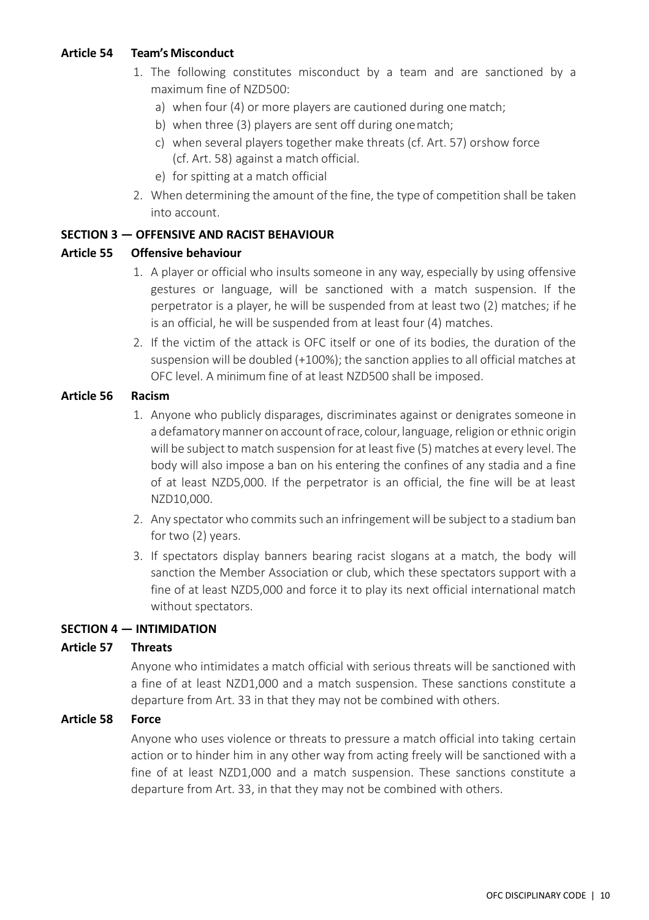**Article 54 Team's Misconduct**

1. The following constitutes misconduct by a team and are sanctioned by a maximum fine of NZD500:
   a) when four (4) or more players are cautioned during one match;
   b) when three (3) players are sent off during one match;
   c) when several players together make threats (cf. Art. 57) orshow force (cf. Art. 58) against a match official.
   e) for spitting at a match official
2. When determining the amount of the fine, the type of competition shall be taken into account.

**SECTION 3 — OFFENSIVE AND RACIST BEHAVIOUR**

**Article 55 Offensive behaviour**

1. A player or official who insults someone in any way, especially by using offensive gestures or language, will be sanctioned with a match suspension. If the perpetrator is a player, he will be suspended from at least two (2) matches; if he is an official, he will be suspended from at least four (4) matches.
2. If the victim of the attack is OFC itself or one of its bodies, the duration of the suspension will be doubled (+100%); the sanction applies to all official matches at OFC level. A minimum fine of at least NZD500 shall be imposed.

**Article 56 Racism**

1. Anyone who publicly disparages, discriminates against or denigrates someone in a defamatory manner on account of race, colour, language, religion or ethnic origin will be subject to match suspension for at least five (5) matches at every level. The body will also impose a ban on his entering the confines of any stadia and a fine of at least NZD5,000. If the perpetrator is an official, the fine will be at least NZD10,000.
2. Any spectator who commits such an infringement will be subject to a stadium ban for two (2) years.
3. If spectators display banners bearing racist slogans at a match, the body will sanction the Member Association or club, which these spectators support with a fine of at least NZD5,000 and force it to play its next official international match without spectators.

**SECTION 4 — INTIMIDATION**

**Article 57 Threats**

Anyone who intimidates a match official with serious threats will be sanctioned with a fine of at least NZD1,000 and a match suspension. These sanctions constitute a departure from Art. 33 in that they may not be combined with others.

**Article 58 Force**

Anyone who uses violence or threats to pressure a match official into taking certain action or to hinder him in any other way from acting freely will be sanctioned with a fine of at least NZD1,000 and a match suspension. These sanctions constitute a departure from Art. 33, in that they may not be combined with others.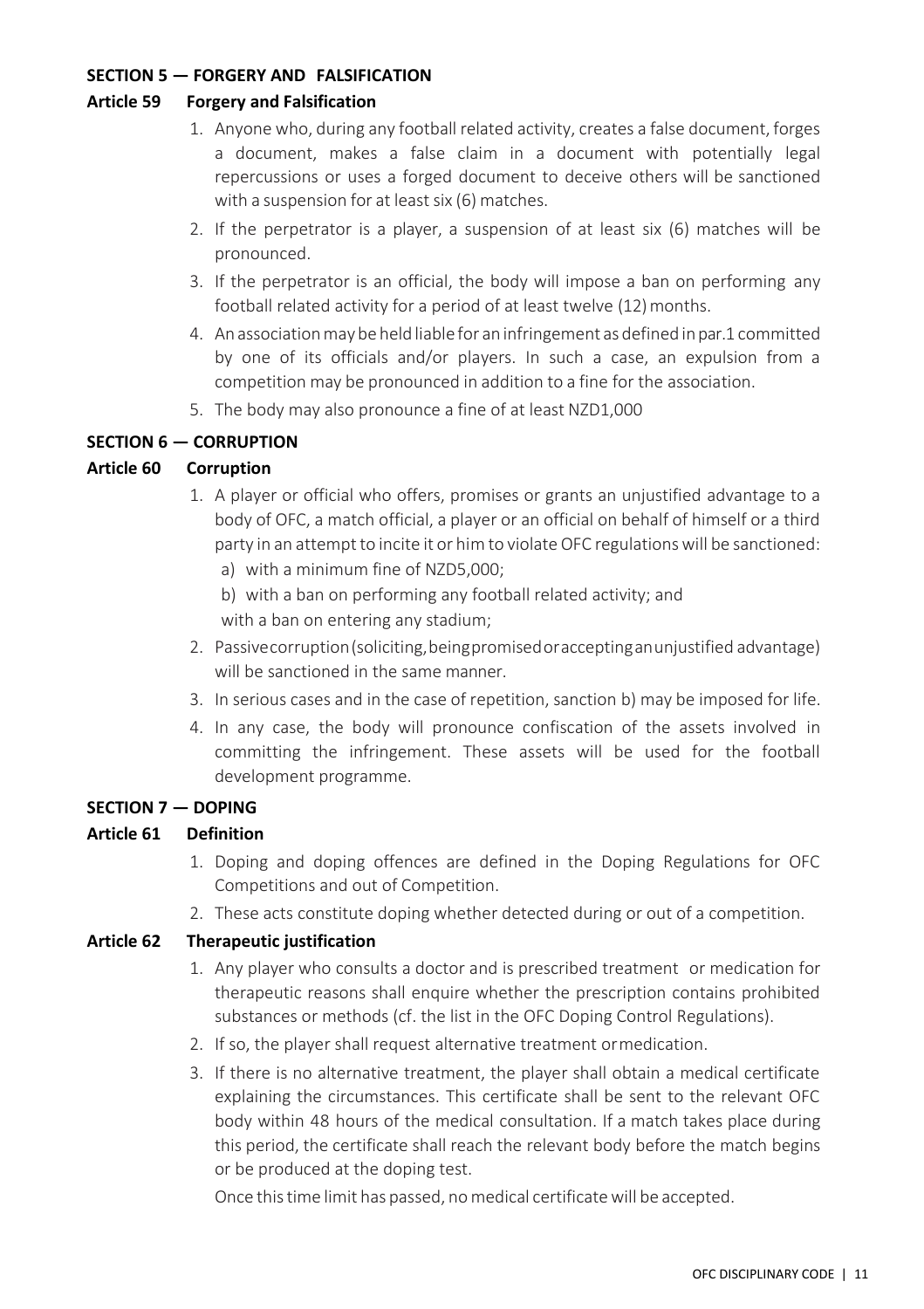**SECTION 5 — FORGERY AND FALSIFICATION**

**Article 59 Forgery and Falsification**

1. Anyone who, during any football related activity, creates a false document, forges a document, makes a false claim in a document with potentially legal repercussions or uses a forged document to deceive others will be sanctioned with a suspension for at least six (6) matches.
2. If the perpetrator is a player, a suspension of at least six (6) matches will be pronounced.
3. If the perpetrator is an official, the body will impose a ban on performing any football related activity for a period of at least twelve (12) months.
4. An association may be held liable for an infringement as defined in par.1 committed by one of its officials and/or players. In such a case, an expulsion from a competition may be pronounced in addition to a fine for the association.
5. The body may also pronounce a fine of at least NZD1,000

**SECTION 6 — CORRUPTION**

**Article 60 Corruption**

1. A player or official who offers, promises or grants an unjustified advantage to a body of OFC, a match official, a player or an official on behalf of himself or a third party in an attempt to incite it or him to violate OFC regulations will be sanctioned:
   a) with a minimum fine of NZD5,000;
   b) with a ban on performing any football related activity; and
   with a ban on entering any stadium;
2. Passive corruption (soliciting, being promised or accepting an unjustified advantage) will be sanctioned in the same manner.
3. In serious cases and in the case of repetition, sanction b) may be imposed for life.
4. In any case, the body will pronounce confiscation of the assets involved in committing the infringement. These assets will be used for the football development programme.

**SECTION 7 — DOPING**

**Article 61 Definition**

1. Doping and doping offences are defined in the Doping Regulations for OFC Competitions and out of Competition.
2. These acts constitute doping whether detected during or out of a competition.

**Article 62 Therapeutic justification**

1. Any player who consults a doctor and is prescribed treatment or medication for therapeutic reasons shall enquire whether the prescription contains prohibited substances or methods (cf. the list in the OFC Doping Control Regulations).
2. If so, the player shall request alternative treatment or medication.
3. If there is no alternative treatment, the player shall obtain a medical certificate explaining the circumstances. This certificate shall be sent to the relevant OFC body within 48 hours of the medical consultation. If a match takes place during this period, the certificate shall reach the relevant body before the match begins or be produced at the doping test.

   Once this time limit has passed, no medical certificate will be accepted.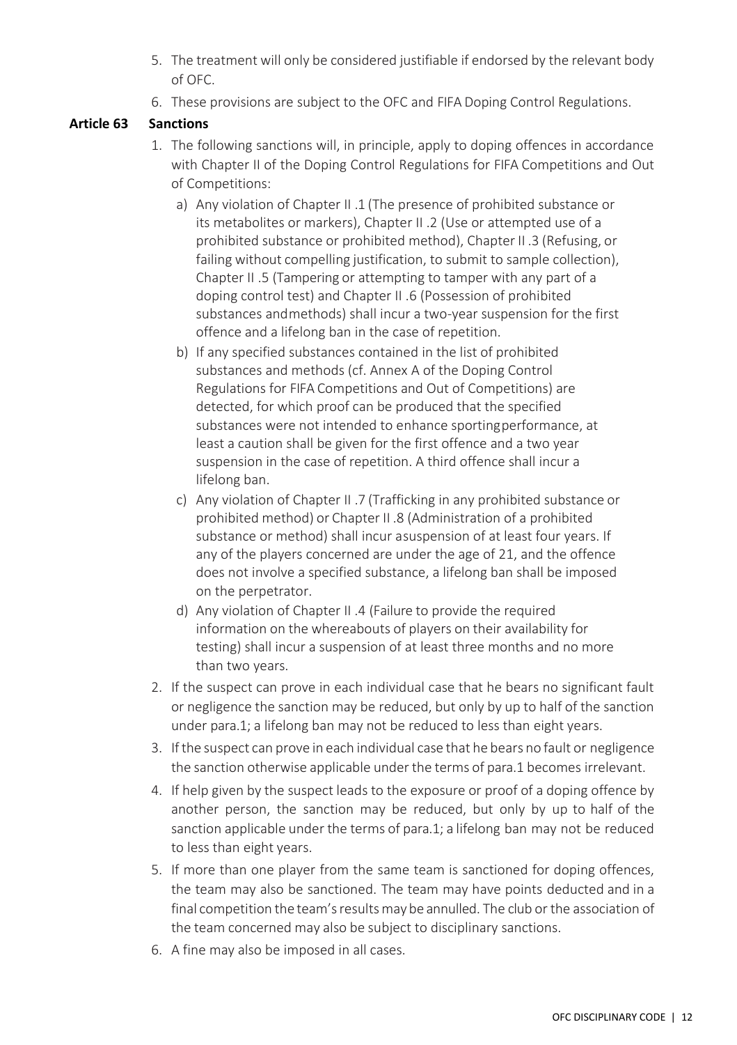5. The treatment will only be considered justifiable if endorsed by the relevant body of OFC.
6. These provisions are subject to the OFC and FIFA Doping Control Regulations.

**Article 63 Sanctions**

1. The following sanctions will, in principle, apply to doping offences in accordance with Chapter II of the Doping Control Regulations for FIFA Competitions and Out of Competitions:
   a) Any violation of Chapter II .1 (The presence of prohibited substance or its metabolites or markers), Chapter II .2 (Use or attempted use of a prohibited substance or prohibited method), Chapter II .3 (Refusing, or failing without compelling justification, to submit to sample collection), Chapter II .5 (Tampering or attempting to tamper with any part of a doping control test) and Chapter II .6 (Possession of prohibited substances andmethods) shall incur a two-year suspension for the first offence and a lifelong ban in the case of repetition.
   b) If any specified substances contained in the list of prohibited substances and methods (cf. Annex A of the Doping Control Regulations for FIFA Competitions and Out of Competitions) are detected, for which proof can be produced that the specified substances were not intended to enhance sportingperformance, at least a caution shall be given for the first offence and a two year suspension in the case of repetition. A third offence shall incur a lifelong ban.
   c) Any violation of Chapter II .7 (Trafficking in any prohibited substance or prohibited method) or Chapter II .8 (Administration of a prohibited substance or method) shall incur asuspension of at least four years. If any of the players concerned are under the age of 21, and the offence does not involve a specified substance, a lifelong ban shall be imposed on the perpetrator.
   d) Any violation of Chapter II .4 (Failure to provide the required information on the whereabouts of players on their availability for testing) shall incur a suspension of at least three months and no more than two years.
2. If the suspect can prove in each individual case that he bears no significant fault or negligence the sanction may be reduced, but only by up to half of the sanction under para.1; a lifelong ban may not be reduced to less than eight years.
3. If the suspect can prove in each individual case that he bears no fault or negligence the sanction otherwise applicable under the terms of para.1 becomes irrelevant.
4. If help given by the suspect leads to the exposure or proof of a doping offence by another person, the sanction may be reduced, but only by up to half of the sanction applicable under the terms of para.1; a lifelong ban may not be reduced to less than eight years.
5. If more than one player from the same team is sanctioned for doping offences, the team may also be sanctioned. The team may have points deducted and in a final competition the team's results may be annulled. The club or the association of the team concerned may also be subject to disciplinary sanctions.
6. A fine may also be imposed in all cases.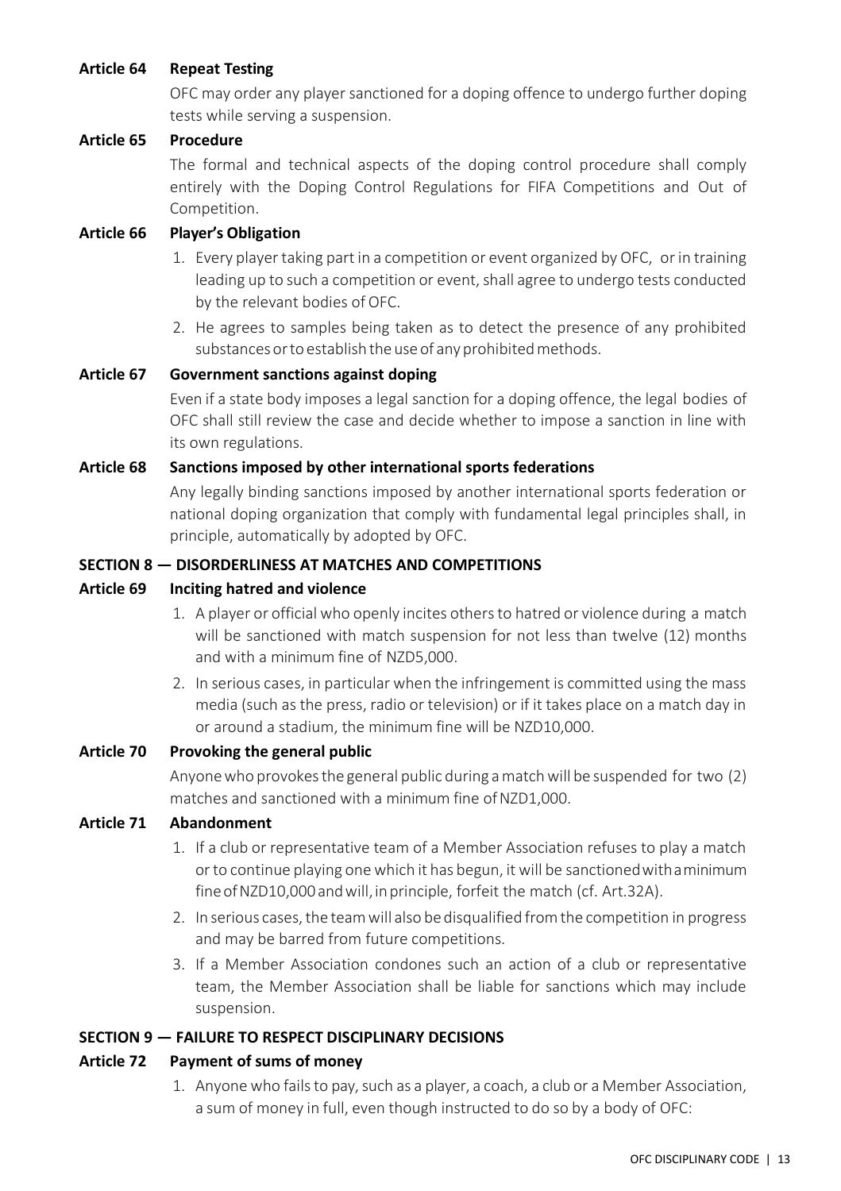**Article 64 Repeat Testing**

OFC may order any player sanctioned for a doping offence to undergo further doping tests while serving a suspension.

**Article 65 Procedure**

The formal and technical aspects of the doping control procedure shall comply entirely with the Doping Control Regulations for FIFA Competitions and Out of Competition.

**Article 66 Player's Obligation**

1. Every player taking part in a competition or event organized by OFC, or in training leading up to such a competition or event, shall agree to undergo tests conducted by the relevant bodies of OFC.
2. He agrees to samples being taken as to detect the presence of any prohibited substances or to establish the use of any prohibited methods.

**Article 67 Government sanctions against doping**

Even if a state body imposes a legal sanction for a doping offence, the legal bodies of OFC shall still review the case and decide whether to impose a sanction in line with its own regulations.

**Article 68 Sanctions imposed by other international sports federations**

Any legally binding sanctions imposed by another international sports federation or national doping organization that comply with fundamental legal principles shall, in principle, automatically by adopted by OFC.

**SECTION 8 — DISORDERLINESS AT MATCHES AND COMPETITIONS**

**Article 69 Inciting hatred and violence**

1. A player or official who openly incites others to hatred or violence during a match will be sanctioned with match suspension for not less than twelve (12) months and with a minimum fine of NZD5,000.
2. In serious cases, in particular when the infringement is committed using the mass media (such as the press, radio or television) or if it takes place on a match day in or around a stadium, the minimum fine will be NZD10,000.

**Article 70 Provoking the general public**

Anyone who provokes the general public during a match will be suspended for two (2) matches and sanctioned with a minimum fine of NZD1,000.

**Article 71 Abandonment**

1. If a club or representative team of a Member Association refuses to play a match or to continue playing one which it has begun, it will be sanctioned with a minimum fine of NZD10,000 and will, in principle, forfeit the match (cf. Art.32A).
2. In serious cases, the team will also be disqualified from the competition in progress and may be barred from future competitions.
3. If a Member Association condones such an action of a club or representative team, the Member Association shall be liable for sanctions which may include suspension.

**SECTION 9 — FAILURE TO RESPECT DISCIPLINARY DECISIONS**

**Article 72 Payment of sums of money**

1. Anyone who fails to pay, such as a player, a coach, a club or a Member Association, a sum of money in full, even though instructed to do so by a body of OFC: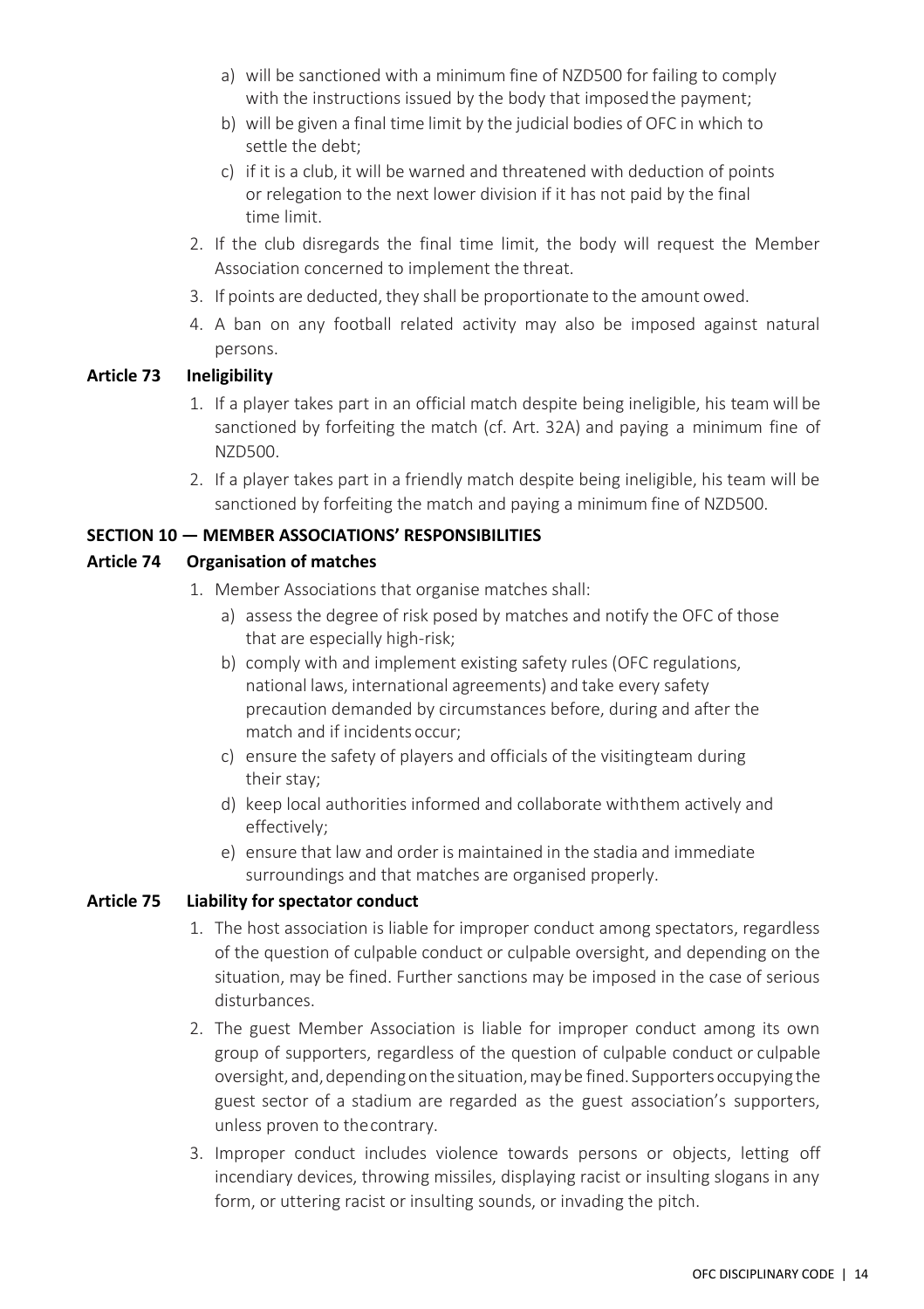a) will be sanctioned with a minimum fine of NZD500 for failing to comply with the instructions issued by the body that imposed the payment;
b) will be given a final time limit by the judicial bodies of OFC in which to settle the debt;
c) if it is a club, it will be warned and threatened with deduction of points or relegation to the next lower division if it has not paid by the final time limit.

2. If the club disregards the final time limit, the body will request the Member Association concerned to implement the threat.
3. If points are deducted, they shall be proportionate to the amount owed.
4. A ban on any football related activity may also be imposed against natural persons.

**Article 73 Ineligibility**

1. If a player takes part in an official match despite being ineligible, his team will be sanctioned by forfeiting the match (cf. Art. 32A) and paying a minimum fine of NZD500.
2. If a player takes part in a friendly match despite being ineligible, his team will be sanctioned by forfeiting the match and paying a minimum fine of NZD500.

## SECTION 10 — MEMBER ASSOCIATIONS' RESPONSIBILITIES

**Article 74 Organisation of matches**

1. Member Associations that organise matches shall:
   a) assess the degree of risk posed by matches and notify the OFC of those that are especially high-risk;
   b) comply with and implement existing safety rules (OFC regulations, national laws, international agreements) and take every safety precaution demanded by circumstances before, during and after the match and if incidents occur;
   c) ensure the safety of players and officials of the visiting team during their stay;
   d) keep local authorities informed and collaborate with them actively and effectively;
   e) ensure that law and order is maintained in the stadia and immediate surroundings and that matches are organised properly.

**Article 75 Liability for spectator conduct**

1. The host association is liable for improper conduct among spectators, regardless of the question of culpable conduct or culpable oversight, and depending on the situation, may be fined. Further sanctions may be imposed in the case of serious disturbances.
2. The guest Member Association is liable for improper conduct among its own group of supporters, regardless of the question of culpable conduct or culpable oversight, and, depending on the situation, may be fined. Supporters occupying the guest sector of a stadium are regarded as the guest association's supporters, unless proven to the contrary.
3. Improper conduct includes violence towards persons or objects, letting off incendiary devices, throwing missiles, displaying racist or insulting slogans in any form, or uttering racist or insulting sounds, or invading the pitch.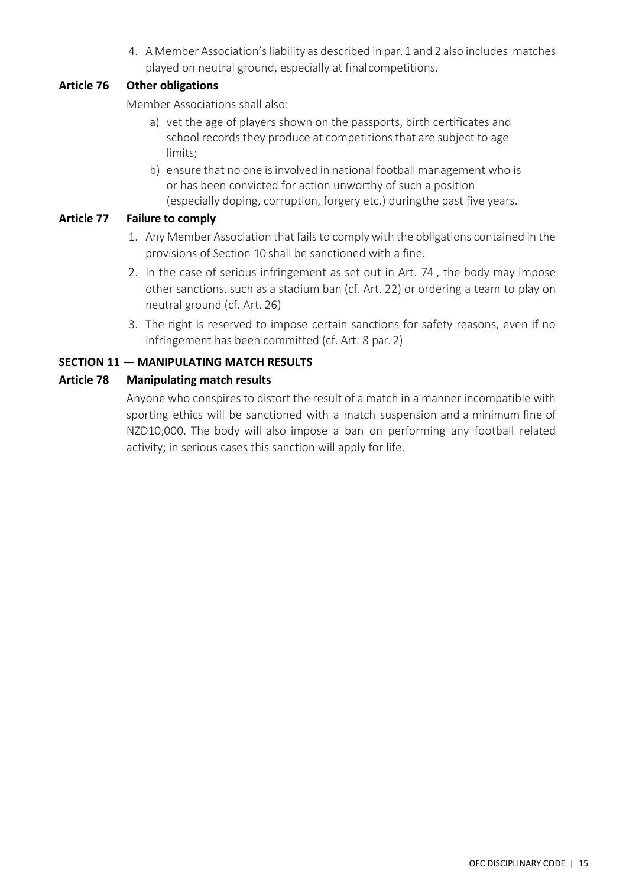4. A Member Association's liability as described in par. 1 and 2 also includes matches played on neutral ground, especially at final competitions.

### Article 76 Other obligations

Member Associations shall also:

a) vet the age of players shown on the passports, birth certificates and school records they produce at competitions that are subject to age limits;

b) ensure that no one is involved in national football management who is or has been convicted for action unworthy of such a position (especially doping, corruption, forgery etc.) duringthe past five years.

### Article 77 Failure to comply

1. Any Member Association that fails to comply with the obligations contained in the provisions of Section 10 shall be sanctioned with a fine.
2. In the case of serious infringement as set out in Art. 74 , the body may impose other sanctions, such as a stadium ban (cf. Art. 22) or ordering a team to play on neutral ground (cf. Art. 26)
3. The right is reserved to impose certain sanctions for safety reasons, even if no infringement has been committed (cf. Art. 8 par. 2)

## SECTION 11 — MANIPULATING MATCH RESULTS

### Article 78 Manipulating match results

Anyone who conspires to distort the result of a match in a manner incompatible with sporting ethics will be sanctioned with a match suspension and a minimum fine of NZD10,000. The body will also impose a ban on performing any football related activity; in serious cases this sanction will apply for life.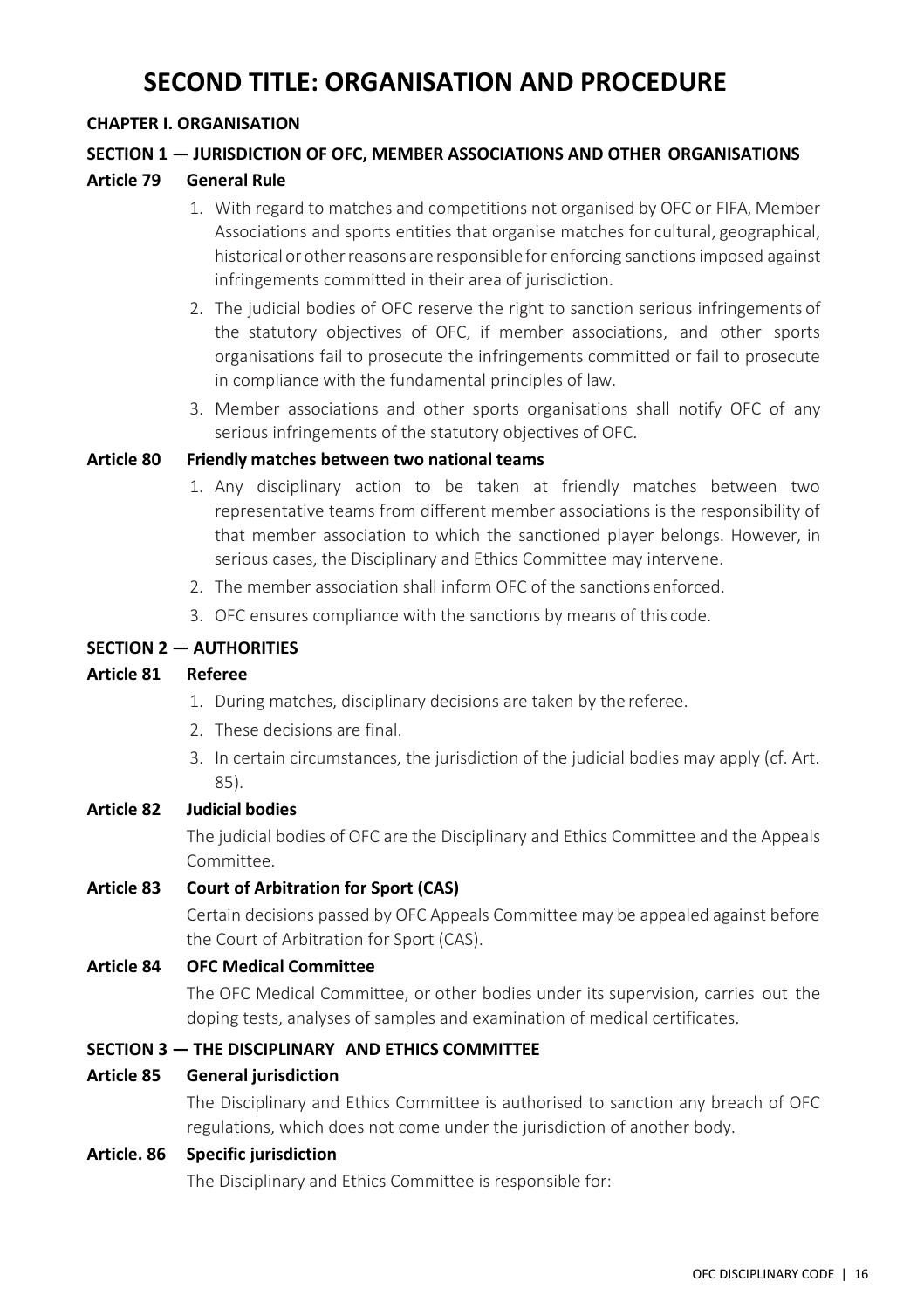# SECOND TITLE: ORGANISATION AND PROCEDURE

## CHAPTER I. ORGANISATION

### SECTION 1 — JURISDICTION OF OFC, MEMBER ASSOCIATIONS AND OTHER ORGANISATIONS

**Article 79 General Rule**

1. With regard to matches and competitions not organised by OFC or FIFA, Member Associations and sports entities that organise matches for cultural, geographical, historical or other reasons are responsible for enforcing sanctions imposed against infringements committed in their area of jurisdiction.
2. The judicial bodies of OFC reserve the right to sanction serious infringements of the statutory objectives of OFC, if member associations, and other sports organisations fail to prosecute the infringements committed or fail to prosecute in compliance with the fundamental principles of law.
3. Member associations and other sports organisations shall notify OFC of any serious infringements of the statutory objectives of OFC.

**Article 80 Friendly matches between two national teams**

1. Any disciplinary action to be taken at friendly matches between two representative teams from different member associations is the responsibility of that member association to which the sanctioned player belongs. However, in serious cases, the Disciplinary and Ethics Committee may intervene.
2. The member association shall inform OFC of the sanctions enforced.
3. OFC ensures compliance with the sanctions by means of this code.

### SECTION 2 — AUTHORITIES

**Article 81 Referee**

1. During matches, disciplinary decisions are taken by the referee.
2. These decisions are final.
3. In certain circumstances, the jurisdiction of the judicial bodies may apply (cf. Art. 85).

**Article 82 Judicial bodies**

The judicial bodies of OFC are the Disciplinary and Ethics Committee and the Appeals Committee.

**Article 83 Court of Arbitration for Sport (CAS)**

Certain decisions passed by OFC Appeals Committee may be appealed against before the Court of Arbitration for Sport (CAS).

**Article 84 OFC Medical Committee**

The OFC Medical Committee, or other bodies under its supervision, carries out the doping tests, analyses of samples and examination of medical certificates.

### SECTION 3 — THE DISCIPLINARY AND ETHICS COMMITTEE

**Article 85 General jurisdiction**

The Disciplinary and Ethics Committee is authorised to sanction any breach of OFC regulations, which does not come under the jurisdiction of another body.

**Article. 86 Specific jurisdiction**

The Disciplinary and Ethics Committee is responsible for: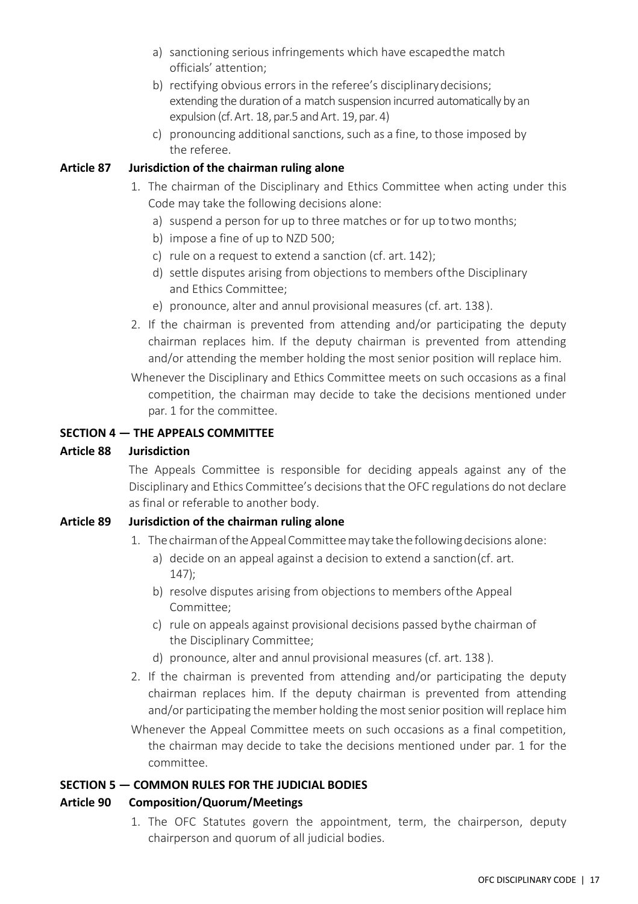a) sanctioning serious infringements which have escaped the match officials' attention;
b) rectifying obvious errors in the referee's disciplinary decisions; extending the duration of a match suspension incurred automatically by an expulsion (cf. Art. 18, par.5 and Art. 19, par. 4)
c) pronouncing additional sanctions, such as a fine, to those imposed by the referee.

**Article 87 Jurisdiction of the chairman ruling alone**

1. The chairman of the Disciplinary and Ethics Committee when acting under this Code may take the following decisions alone:
   a) suspend a person for up to three matches or for up to two months;
   b) impose a fine of up to NZD 500;
   c) rule on a request to extend a sanction (cf. art. 142);
   d) settle disputes arising from objections to members of the Disciplinary and Ethics Committee;
   e) pronounce, alter and annul provisional measures (cf. art. 138).
2. If the chairman is prevented from attending and/or participating the deputy chairman replaces him. If the deputy chairman is prevented from attending and/or attending the member holding the most senior position will replace him.

Whenever the Disciplinary and Ethics Committee meets on such occasions as a final competition, the chairman may decide to take the decisions mentioned under par. 1 for the committee.

**SECTION 4 — THE APPEALS COMMITTEE**

**Article 88 Jurisdiction**

The Appeals Committee is responsible for deciding appeals against any of the Disciplinary and Ethics Committee's decisions that the OFC regulations do not declare as final or referable to another body.

**Article 89 Jurisdiction of the chairman ruling alone**

1. The chairman of the Appeal Committee may take the following decisions alone:
   a) decide on an appeal against a decision to extend a sanction (cf. art. 147);
   b) resolve disputes arising from objections to members of the Appeal Committee;
   c) rule on appeals against provisional decisions passed by the chairman of the Disciplinary Committee;
   d) pronounce, alter and annul provisional measures (cf. art. 138).
2. If the chairman is prevented from attending and/or participating the deputy chairman replaces him. If the deputy chairman is prevented from attending and/or participating the member holding the most senior position will replace him

Whenever the Appeal Committee meets on such occasions as a final competition, the chairman may decide to take the decisions mentioned under par. 1 for the committee.

**SECTION 5 — COMMON RULES FOR THE JUDICIAL BODIES**

**Article 90 Composition/Quorum/Meetings**

1. The OFC Statutes govern the appointment, term, the chairperson, deputy chairperson and quorum of all judicial bodies.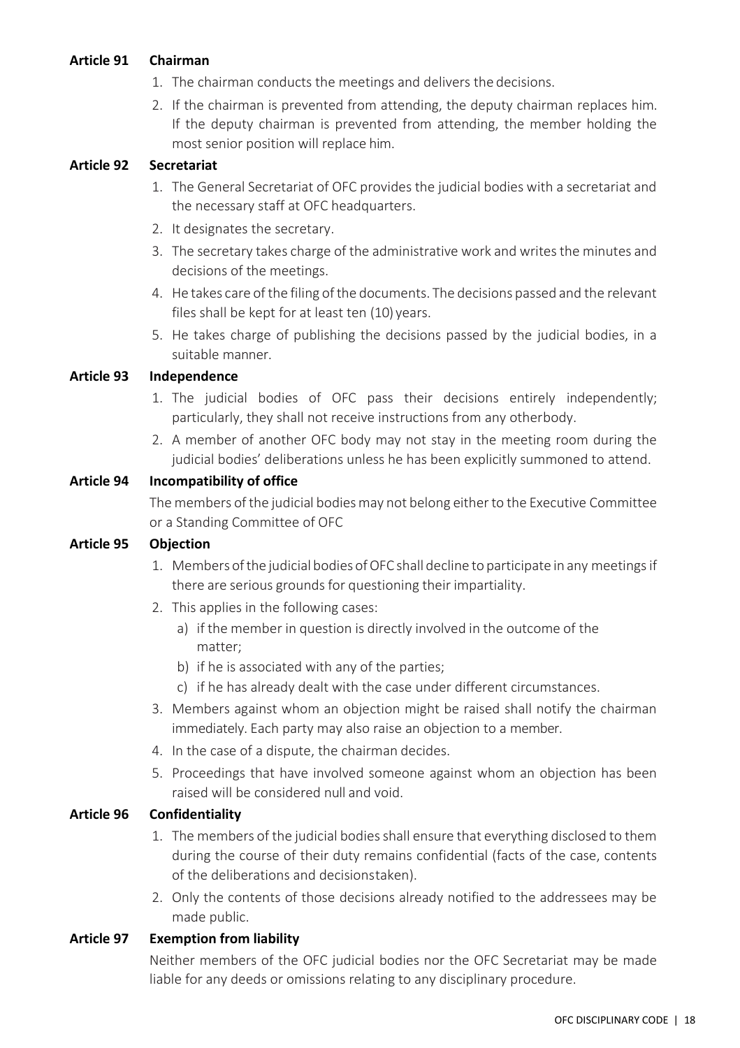**Article 91 Chairman**

1. The chairman conducts the meetings and delivers the decisions.
2. If the chairman is prevented from attending, the deputy chairman replaces him. If the deputy chairman is prevented from attending, the member holding the most senior position will replace him.

**Article 92 Secretariat**

1. The General Secretariat of OFC provides the judicial bodies with a secretariat and the necessary staff at OFC headquarters.
2. It designates the secretary.
3. The secretary takes charge of the administrative work and writes the minutes and decisions of the meetings.
4. He takes care of the filing of the documents. The decisions passed and the relevant files shall be kept for at least ten (10) years.
5. He takes charge of publishing the decisions passed by the judicial bodies, in a suitable manner.

**Article 93 Independence**

1. The judicial bodies of OFC pass their decisions entirely independently; particularly, they shall not receive instructions from any other body.
2. A member of another OFC body may not stay in the meeting room during the judicial bodies' deliberations unless he has been explicitly summoned to attend.

**Article 94 Incompatibility of office**

The members of the judicial bodies may not belong either to the Executive Committee or a Standing Committee of OFC

**Article 95 Objection**

1. Members of the judicial bodies of OFC shall decline to participate in any meetings if there are serious grounds for questioning their impartiality.
2. This applies in the following cases:
   a) if the member in question is directly involved in the outcome of the matter;
   b) if he is associated with any of the parties;
   c) if he has already dealt with the case under different circumstances.
3. Members against whom an objection might be raised shall notify the chairman immediately. Each party may also raise an objection to a member.
4. In the case of a dispute, the chairman decides.
5. Proceedings that have involved someone against whom an objection has been raised will be considered null and void.

**Article 96 Confidentiality**

1. The members of the judicial bodies shall ensure that everything disclosed to them during the course of their duty remains confidential (facts of the case, contents of the deliberations and decisions taken).
2. Only the contents of those decisions already notified to the addressees may be made public.

**Article 97 Exemption from liability**

Neither members of the OFC judicial bodies nor the OFC Secretariat may be made liable for any deeds or omissions relating to any disciplinary procedure.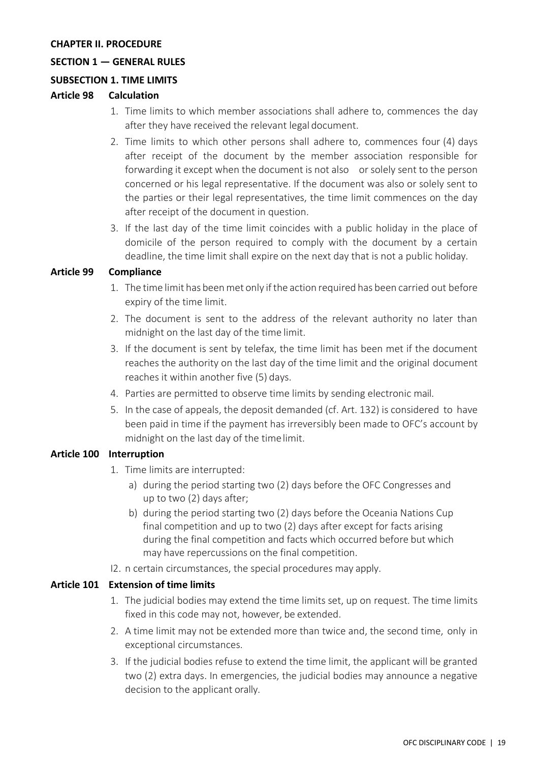**CHAPTER II. PROCEDURE**

**SECTION 1 — GENERAL RULES**

**SUBSECTION 1. TIME LIMITS**

**Article 98 Calculation**

1. Time limits to which member associations shall adhere to, commences the day after they have received the relevant legal document.
2. Time limits to which other persons shall adhere to, commences four (4) days after receipt of the document by the member association responsible for forwarding it except when the document is not also or solely sent to the person concerned or his legal representative. If the document was also or solely sent to the parties or their legal representatives, the time limit commences on the day after receipt of the document in question.
3. If the last day of the time limit coincides with a public holiday in the place of domicile of the person required to comply with the document by a certain deadline, the time limit shall expire on the next day that is not a public holiday.

**Article 99 Compliance**

1. The time limit has been met only if the action required has been carried out before expiry of the time limit.
2. The document is sent to the address of the relevant authority no later than midnight on the last day of the time limit.
3. If the document is sent by telefax, the time limit has been met if the document reaches the authority on the last day of the time limit and the original document reaches it within another five (5) days.
4. Parties are permitted to observe time limits by sending electronic mail.
5. In the case of appeals, the deposit demanded (cf. Art. 132) is considered to have been paid in time if the payment has irreversibly been made to OFC's account by midnight on the last day of the time limit.

**Article 100 Interruption**

1. Time limits are interrupted:
   a) during the period starting two (2) days before the OFC Congresses and up to two (2) days after;
   b) during the period starting two (2) days before the Oceania Nations Cup final competition and up to two (2) days after except for facts arising during the final competition and facts which occurred before but which may have repercussions on the final competition.

I2. n certain circumstances, the special procedures may apply.

**Article 101 Extension of time limits**

1. The judicial bodies may extend the time limits set, up on request. The time limits fixed in this code may not, however, be extended.
2. A time limit may not be extended more than twice and, the second time, only in exceptional circumstances.
3. If the judicial bodies refuse to extend the time limit, the applicant will be granted two (2) extra days. In emergencies, the judicial bodies may announce a negative decision to the applicant orally.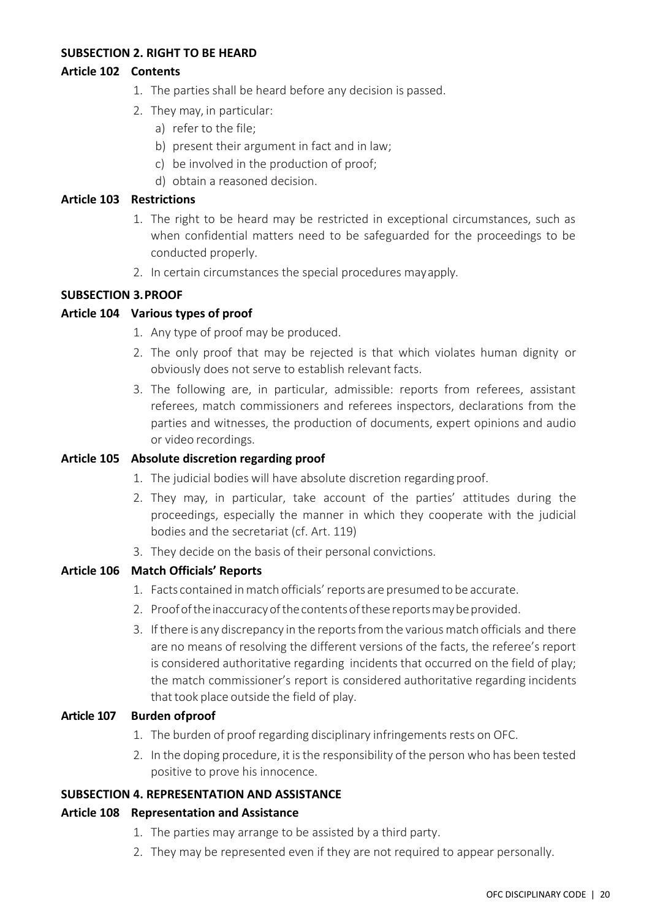### SUBSECTION 2. RIGHT TO BE HEARD

#### Article 102 Contents

1. The parties shall be heard before any decision is passed.
2. They may, in particular:
   a) refer to the file;
   b) present their argument in fact and in law;
   c) be involved in the production of proof;
   d) obtain a reasoned decision.

#### Article 103 Restrictions

1. The right to be heard may be restricted in exceptional circumstances, such as when confidential matters need to be safeguarded for the proceedings to be conducted properly.
2. In certain circumstances the special procedures may apply.

### SUBSECTION 3. PROOF

#### Article 104 Various types of proof

1. Any type of proof may be produced.
2. The only proof that may be rejected is that which violates human dignity or obviously does not serve to establish relevant facts.
3. The following are, in particular, admissible: reports from referees, assistant referees, match commissioners and referees inspectors, declarations from the parties and witnesses, the production of documents, expert opinions and audio or video recordings.

#### Article 105 Absolute discretion regarding proof

1. The judicial bodies will have absolute discretion regarding proof.
2. They may, in particular, take account of the parties' attitudes during the proceedings, especially the manner in which they cooperate with the judicial bodies and the secretariat (cf. Art. 119)
3. They decide on the basis of their personal convictions.

#### Article 106 Match Officials' Reports

1. Facts contained in match officials' reports are presumed to be accurate.
2. Proof of the inaccuracy of the contents of these reports may be provided.
3. If there is any discrepancy in the reports from the various match officials and there are no means of resolving the different versions of the facts, the referee's report is considered authoritative regarding incidents that occurred on the field of play; the match commissioner's report is considered authoritative regarding incidents that took place outside the field of play.

#### Article 107 Burden of proof

1. The burden of proof regarding disciplinary infringements rests on OFC.
2. In the doping procedure, it is the responsibility of the person who has been tested positive to prove his innocence.

### SUBSECTION 4. REPRESENTATION AND ASSISTANCE

#### Article 108 Representation and Assistance

1. The parties may arrange to be assisted by a third party.
2. They may be represented even if they are not required to appear personally.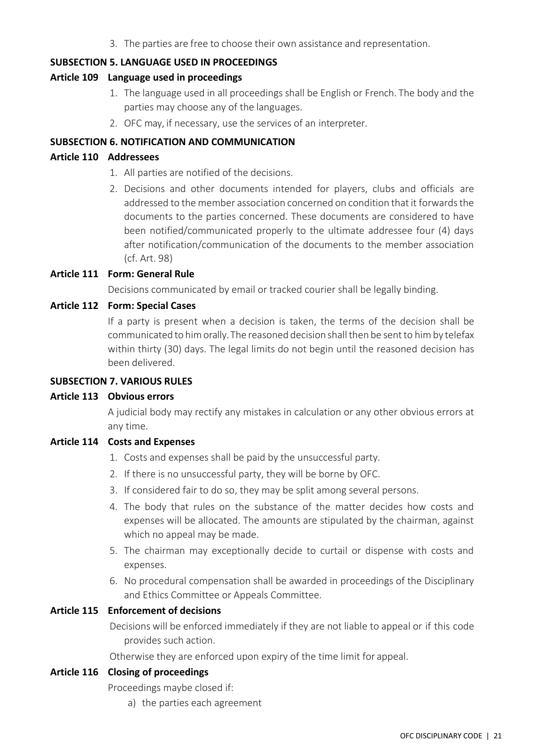3. The parties are free to choose their own assistance and representation.

### SUBSECTION 5. LANGUAGE USED IN PROCEEDINGS

**Article 109 Language used in proceedings**

1. The language used in all proceedings shall be English or French. The body and the parties may choose any of the languages.
2. OFC may, if necessary, use the services of an interpreter.

### SUBSECTION 6. NOTIFICATION AND COMMUNICATION

**Article 110 Addressees**

1. All parties are notified of the decisions.
2. Decisions and other documents intended for players, clubs and officials are addressed to the member association concerned on condition that it forwards the documents to the parties concerned. These documents are considered to have been notified/communicated properly to the ultimate addressee four (4) days after notification/communication of the documents to the member association (cf. Art. 98)

**Article 111 Form: General Rule**

Decisions communicated by email or tracked courier shall be legally binding.

**Article 112 Form: Special Cases**

If a party is present when a decision is taken, the terms of the decision shall be communicated to him orally. The reasoned decision shall then be sent to him by telefax within thirty (30) days. The legal limits do not begin until the reasoned decision has been delivered.

### SUBSECTION 7. VARIOUS RULES

**Article 113 Obvious errors**

A judicial body may rectify any mistakes in calculation or any other obvious errors at any time.

**Article 114 Costs and Expenses**

1. Costs and expenses shall be paid by the unsuccessful party.
2. If there is no unsuccessful party, they will be borne by OFC.
3. If considered fair to do so, they may be split among several persons.
4. The body that rules on the substance of the matter decides how costs and expenses will be allocated. The amounts are stipulated by the chairman, against which no appeal may be made.
5. The chairman may exceptionally decide to curtail or dispense with costs and expenses.
6. No procedural compensation shall be awarded in proceedings of the Disciplinary and Ethics Committee or Appeals Committee.

**Article 115 Enforcement of decisions**

Decisions will be enforced immediately if they are not liable to appeal or if this code provides such action.

Otherwise they are enforced upon expiry of the time limit for appeal.

**Article 116 Closing of proceedings**

Proceedings maybe closed if:

a) the parties each agreement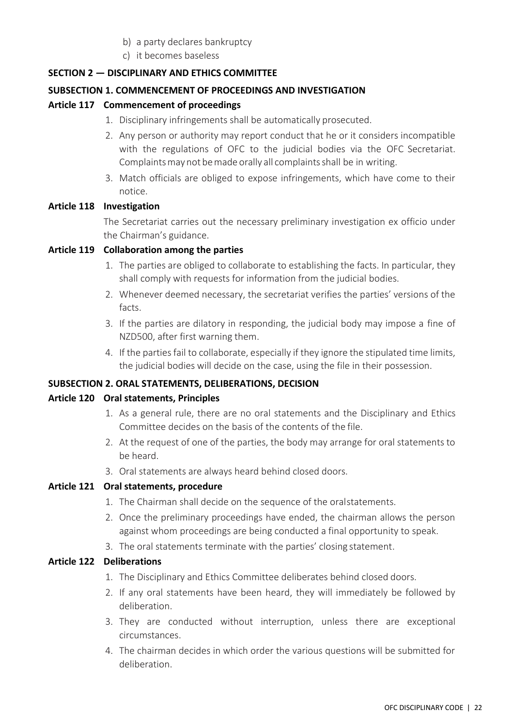b) a party declares bankruptcy
c) it becomes baseless

## SECTION 2 — DISCIPLINARY AND ETHICS COMMITTEE

### SUBSECTION 1. COMMENCEMENT OF PROCEEDINGS AND INVESTIGATION

**Article 117 Commencement of proceedings**

1. Disciplinary infringements shall be automatically prosecuted.
2. Any person or authority may report conduct that he or it considers incompatible with the regulations of OFC to the judicial bodies via the OFC Secretariat. Complaints may not be made orally all complaints shall be in writing.
3. Match officials are obliged to expose infringements, which have come to their notice.

**Article 118 Investigation**

The Secretariat carries out the necessary preliminary investigation ex officio under the Chairman's guidance.

**Article 119 Collaboration among the parties**

1. The parties are obliged to collaborate to establishing the facts. In particular, they shall comply with requests for information from the judicial bodies.
2. Whenever deemed necessary, the secretariat verifies the parties' versions of the facts.
3. If the parties are dilatory in responding, the judicial body may impose a fine of NZD500, after first warning them.
4. If the parties fail to collaborate, especially if they ignore the stipulated time limits, the judicial bodies will decide on the case, using the file in their possession.

### SUBSECTION 2. ORAL STATEMENTS, DELIBERATIONS, DECISION

**Article 120 Oral statements, Principles**

1. As a general rule, there are no oral statements and the Disciplinary and Ethics Committee decides on the basis of the contents of the file.
2. At the request of one of the parties, the body may arrange for oral statements to be heard.
3. Oral statements are always heard behind closed doors.

**Article 121 Oral statements, procedure**

1. The Chairman shall decide on the sequence of the oral statements.
2. Once the preliminary proceedings have ended, the chairman allows the person against whom proceedings are being conducted a final opportunity to speak.
3. The oral statements terminate with the parties' closing statement.

**Article 122 Deliberations**

1. The Disciplinary and Ethics Committee deliberates behind closed doors.
2. If any oral statements have been heard, they will immediately be followed by deliberation.
3. They are conducted without interruption, unless there are exceptional circumstances.
4. The chairman decides in which order the various questions will be submitted for deliberation.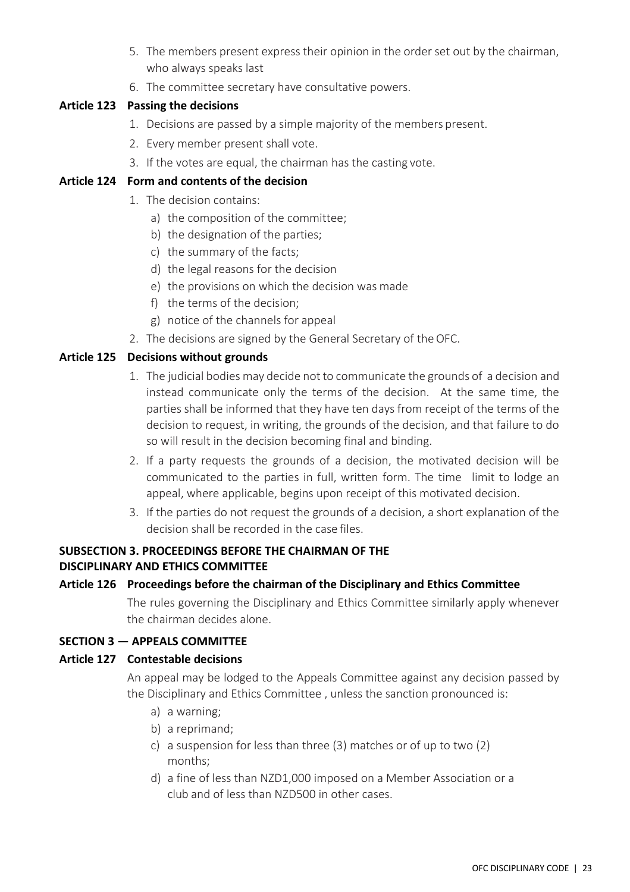5. The members present express their opinion in the order set out by the chairman, who always speaks last
6. The committee secretary have consultative powers.

### Article 123 Passing the decisions

1. Decisions are passed by a simple majority of the members present.
2. Every member present shall vote.
3. If the votes are equal, the chairman has the casting vote.

### Article 124 Form and contents of the decision

1. The decision contains:
   a) the composition of the committee;
   b) the designation of the parties;
   c) the summary of the facts;
   d) the legal reasons for the decision
   e) the provisions on which the decision was made
   f) the terms of the decision;
   g) notice of the channels for appeal
2. The decisions are signed by the General Secretary of the OFC.

### Article 125 Decisions without grounds

1. The judicial bodies may decide not to communicate the grounds of a decision and instead communicate only the terms of the decision. At the same time, the parties shall be informed that they have ten days from receipt of the terms of the decision to request, in writing, the grounds of the decision, and that failure to do so will result in the decision becoming final and binding.
2. If a party requests the grounds of a decision, the motivated decision will be communicated to the parties in full, written form. The time limit to lodge an appeal, where applicable, begins upon receipt of this motivated decision.
3. If the parties do not request the grounds of a decision, a short explanation of the decision shall be recorded in the case files.

## SUBSECTION 3. PROCEEDINGS BEFORE THE CHAIRMAN OF THE DISCIPLINARY AND ETHICS COMMITTEE

### Article 126 Proceedings before the chairman of the Disciplinary and Ethics Committee

The rules governing the Disciplinary and Ethics Committee similarly apply whenever the chairman decides alone.

## SECTION 3 — APPEALS COMMITTEE

### Article 127 Contestable decisions

An appeal may be lodged to the Appeals Committee against any decision passed by the Disciplinary and Ethics Committee , unless the sanction pronounced is:

a) a warning;
b) a reprimand;
c) a suspension for less than three (3) matches or of up to two (2) months;
d) a fine of less than NZD1,000 imposed on a Member Association or a club and of less than NZD500 in other cases.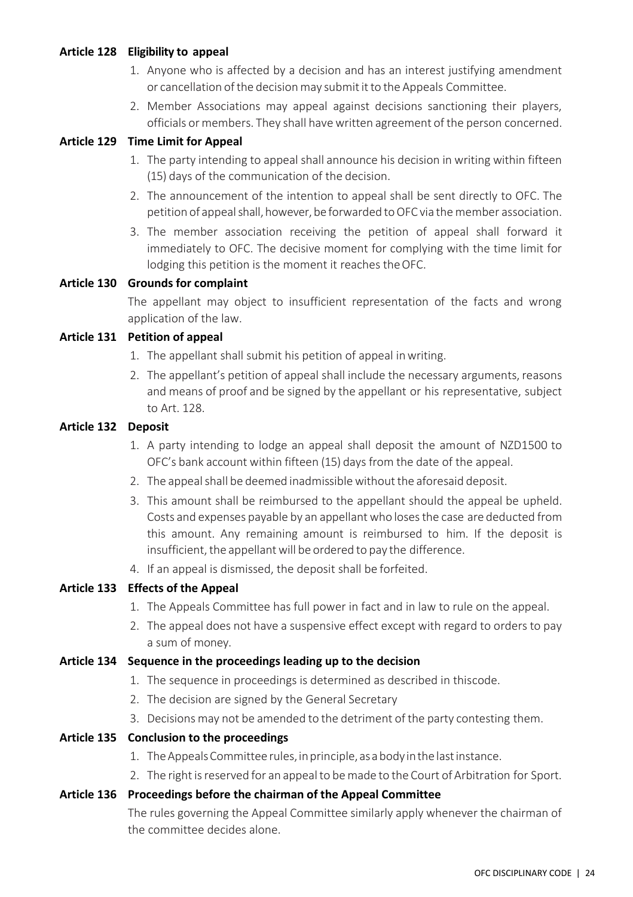### Article 128 Eligibility to appeal

1. Anyone who is affected by a decision and has an interest justifying amendment or cancellation of the decision may submit it to the Appeals Committee.
2. Member Associations may appeal against decisions sanctioning their players, officials or members. They shall have written agreement of the person concerned.

### Article 129 Time Limit for Appeal

1. The party intending to appeal shall announce his decision in writing within fifteen (15) days of the communication of the decision.
2. The announcement of the intention to appeal shall be sent directly to OFC. The petition of appeal shall, however, be forwarded to OFC via the member association.
3. The member association receiving the petition of appeal shall forward it immediately to OFC. The decisive moment for complying with the time limit for lodging this petition is the moment it reaches the OFC.

### Article 130 Grounds for complaint

The appellant may object to insufficient representation of the facts and wrong application of the law.

### Article 131 Petition of appeal

1. The appellant shall submit his petition of appeal in writing.
2. The appellant's petition of appeal shall include the necessary arguments, reasons and means of proof and be signed by the appellant or his representative, subject to Art. 128.

### Article 132 Deposit

1. A party intending to lodge an appeal shall deposit the amount of NZD1500 to OFC's bank account within fifteen (15) days from the date of the appeal.
2. The appeal shall be deemed inadmissible without the aforesaid deposit.
3. This amount shall be reimbursed to the appellant should the appeal be upheld. Costs and expenses payable by an appellant who loses the case are deducted from this amount. Any remaining amount is reimbursed to him. If the deposit is insufficient, the appellant will be ordered to pay the difference.
4. If an appeal is dismissed, the deposit shall be forfeited.

### Article 133 Effects of the Appeal

1. The Appeals Committee has full power in fact and in law to rule on the appeal.
2. The appeal does not have a suspensive effect except with regard to orders to pay a sum of money.

### Article 134 Sequence in the proceedings leading up to the decision

1. The sequence in proceedings is determined as described in thiscode.
2. The decision are signed by the General Secretary
3. Decisions may not be amended to the detriment of the party contesting them.

### Article 135 Conclusion to the proceedings

1. The Appeals Committee rules, in principle, as a body in the last instance.
2. The right is reserved for an appeal to be made to the Court of Arbitration for Sport.

### Article 136 Proceedings before the chairman of the Appeal Committee

The rules governing the Appeal Committee similarly apply whenever the chairman of the committee decides alone.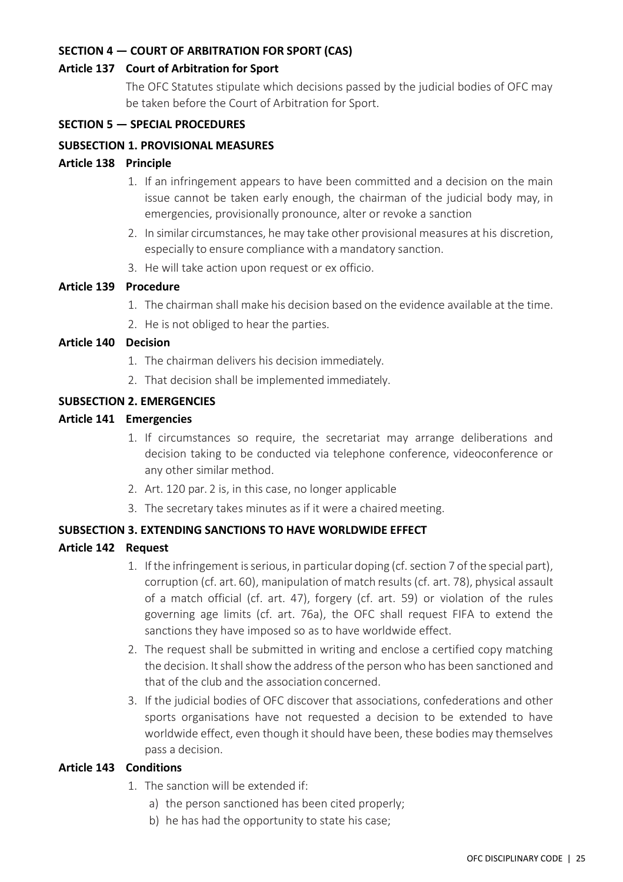## SECTION 4 — COURT OF ARBITRATION FOR SPORT (CAS)

### Article 137 Court of Arbitration for Sport

The OFC Statutes stipulate which decisions passed by the judicial bodies of OFC may be taken before the Court of Arbitration for Sport.

## SECTION 5 — SPECIAL PROCEDURES

### SUBSECTION 1. PROVISIONAL MEASURES

### Article 138 Principle

1. If an infringement appears to have been committed and a decision on the main issue cannot be taken early enough, the chairman of the judicial body may, in emergencies, provisionally pronounce, alter or revoke a sanction
2. In similar circumstances, he may take other provisional measures at his discretion, especially to ensure compliance with a mandatory sanction.
3. He will take action upon request or ex officio.

### Article 139 Procedure

1. The chairman shall make his decision based on the evidence available at the time.
2. He is not obliged to hear the parties.

### Article 140 Decision

1. The chairman delivers his decision immediately.
2. That decision shall be implemented immediately.

### SUBSECTION 2. EMERGENCIES

### Article 141 Emergencies

1. If circumstances so require, the secretariat may arrange deliberations and decision taking to be conducted via telephone conference, videoconference or any other similar method.
2. Art. 120 par. 2 is, in this case, no longer applicable
3. The secretary takes minutes as if it were a chaired meeting.

### SUBSECTION 3. EXTENDING SANCTIONS TO HAVE WORLDWIDE EFFECT

### Article 142 Request

1. If the infringement is serious, in particular doping (cf. section 7 of the special part), corruption (cf. art. 60), manipulation of match results (cf. art. 78), physical assault of a match official (cf. art. 47), forgery (cf. art. 59) or violation of the rules governing age limits (cf. art. 76a), the OFC shall request FIFA to extend the sanctions they have imposed so as to have worldwide effect.
2. The request shall be submitted in writing and enclose a certified copy matching the decision. It shall show the address of the person who has been sanctioned and that of the club and the association concerned.
3. If the judicial bodies of OFC discover that associations, confederations and other sports organisations have not requested a decision to be extended to have worldwide effect, even though it should have been, these bodies may themselves pass a decision.

### Article 143 Conditions

1. The sanction will be extended if:
   a) the person sanctioned has been cited properly;
   b) he has had the opportunity to state his case;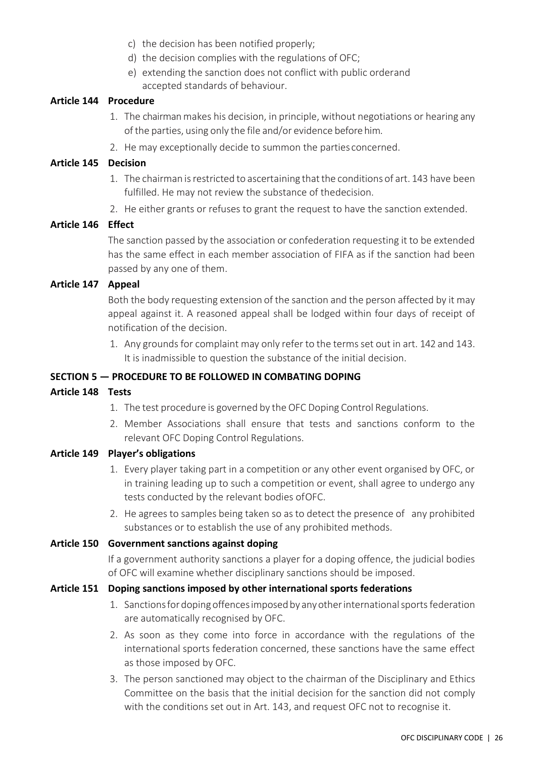c) the decision has been notified properly;

d) the decision complies with the regulations of OFC;

e) extending the sanction does not conflict with public orderand accepted standards of behaviour.

**Article 144 Procedure**

1. The chairman makes his decision, in principle, without negotiations or hearing any of the parties, using only the file and/or evidence before him.
2. He may exceptionally decide to summon the parties concerned.

**Article 145 Decision**

1. The chairman is restricted to ascertaining that the conditions of art. 143 have been fulfilled. He may not review the substance of thedecision.
2. He either grants or refuses to grant the request to have the sanction extended.

**Article 146 Effect**

The sanction passed by the association or confederation requesting it to be extended has the same effect in each member association of FIFA as if the sanction had been passed by any one of them.

**Article 147 Appeal**

Both the body requesting extension of the sanction and the person affected by it may appeal against it. A reasoned appeal shall be lodged within four days of receipt of notification of the decision.

1. Any grounds for complaint may only refer to the terms set out in art. 142 and 143. It is inadmissible to question the substance of the initial decision.

**SECTION 5 — PROCEDURE TO BE FOLLOWED IN COMBATING DOPING**

**Article 148 Tests**

1. The test procedure is governed by the OFC Doping Control Regulations.
2. Member Associations shall ensure that tests and sanctions conform to the relevant OFC Doping Control Regulations.

**Article 149 Player's obligations**

1. Every player taking part in a competition or any other event organised by OFC, or in training leading up to such a competition or event, shall agree to undergo any tests conducted by the relevant bodies ofOFC.
2. He agrees to samples being taken so as to detect the presence of any prohibited substances or to establish the use of any prohibited methods.

**Article 150 Government sanctions against doping**

If a government authority sanctions a player for a doping offence, the judicial bodies of OFC will examine whether disciplinary sanctions should be imposed.

**Article 151 Doping sanctions imposed by other international sports federations**

1. Sanctions for doping offences imposed by any other international sports federation are automatically recognised by OFC.
2. As soon as they come into force in accordance with the regulations of the international sports federation concerned, these sanctions have the same effect as those imposed by OFC.
3. The person sanctioned may object to the chairman of the Disciplinary and Ethics Committee on the basis that the initial decision for the sanction did not comply with the conditions set out in Art. 143, and request OFC not to recognise it.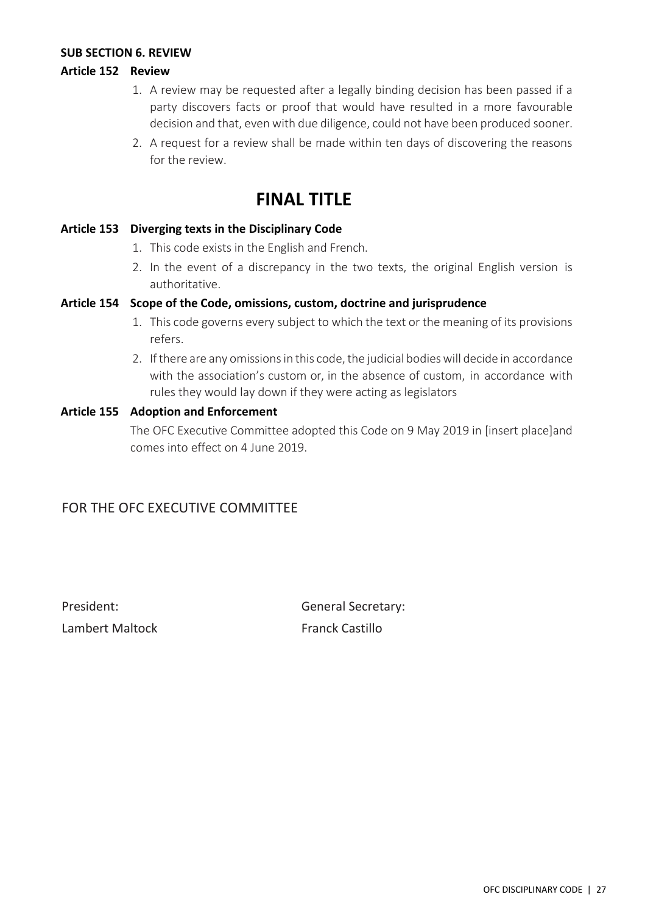**SUB SECTION 6. REVIEW**

**Article 152 Review**

1. A review may be requested after a legally binding decision has been passed if a party discovers facts or proof that would have resulted in a more favourable decision and that, even with due diligence, could not have been produced sooner.
2. A request for a review shall be made within ten days of discovering the reasons for the review.

# FINAL TITLE

**Article 153 Diverging texts in the Disciplinary Code**

1. This code exists in the English and French.
2. In the event of a discrepancy in the two texts, the original English version is authoritative.

**Article 154 Scope of the Code, omissions, custom, doctrine and jurisprudence**

1. This code governs every subject to which the text or the meaning of its provisions refers.
2. If there are any omissions in this code, the judicial bodies will decide in accordance with the association's custom or, in the absence of custom, in accordance with rules they would lay down if they were acting as legislators

**Article 155 Adoption and Enforcement**

The OFC Executive Committee adopted this Code on 9 May 2019 in [insert place]and comes into effect on 4 June 2019.

FOR THE OFC EXECUTIVE COMMITTEE

President:
Lambert Maltock

General Secretary:
Franck Castillo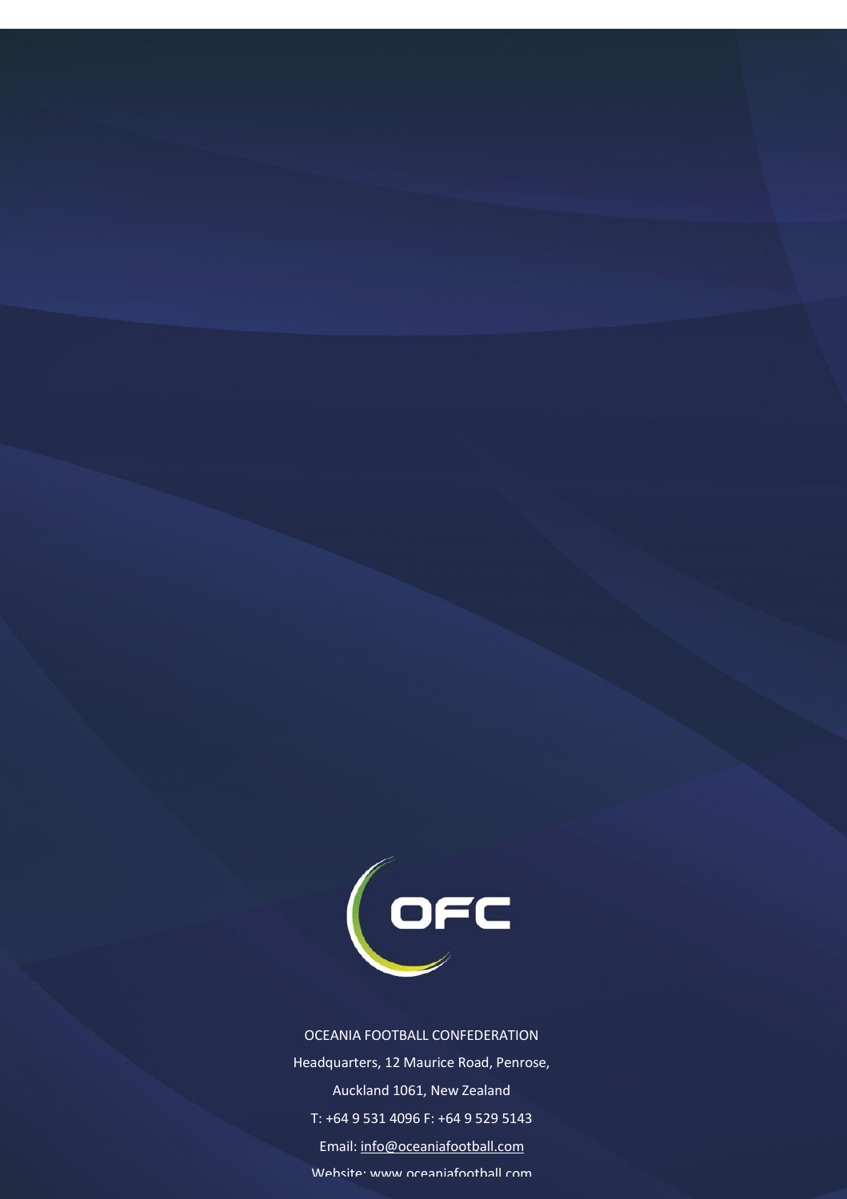OFC

OCEANIA FOOTBALL CONFEDERATION

Headquarters, 12 Maurice Road, Penrose,

Auckland 1061, New Zealand

T: +64 9 531 4096 F: +64 9 529 5143

Email: info@oceaniafootball.com

Website: www.oceaniafootball.com